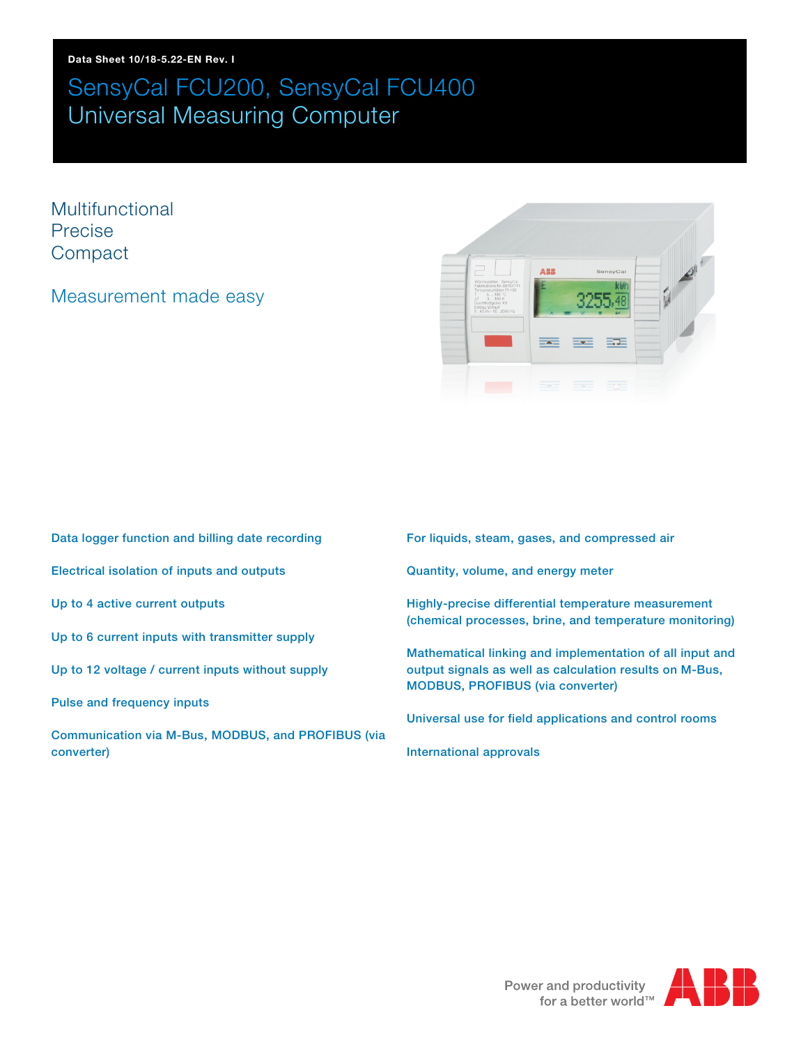Data Sheet 10/18-5.22-EN Rev. I

# SensyCal FCU200, SensyCal FCU400
# Universal Measuring Computer

Multifunctional
Precise
Compact

## Measurement made easy

**Data logger function and billing date recording**

**Electrical isolation of inputs and outputs**

**Up to 4 active current outputs**

**Up to 6 current inputs with transmitter supply**

**Up to 12 voltage / current inputs without supply**

**Pulse and frequency inputs**

**Communication via M-Bus, MODBUS, and PROFIBUS (via converter)**

**For liquids, steam, gases, and compressed air**

**Quantity, volume, and energy meter**

**Highly-precise differential temperature measurement (chemical processes, brine, and temperature monitoring)**

**Mathematical linking and implementation of all input and output signals as well as calculation results on M-Bus, MODBUS, PROFIBUS (via converter)**

**Universal use for field applications and control rooms**

**International approvals**

Power and productivity for a better world™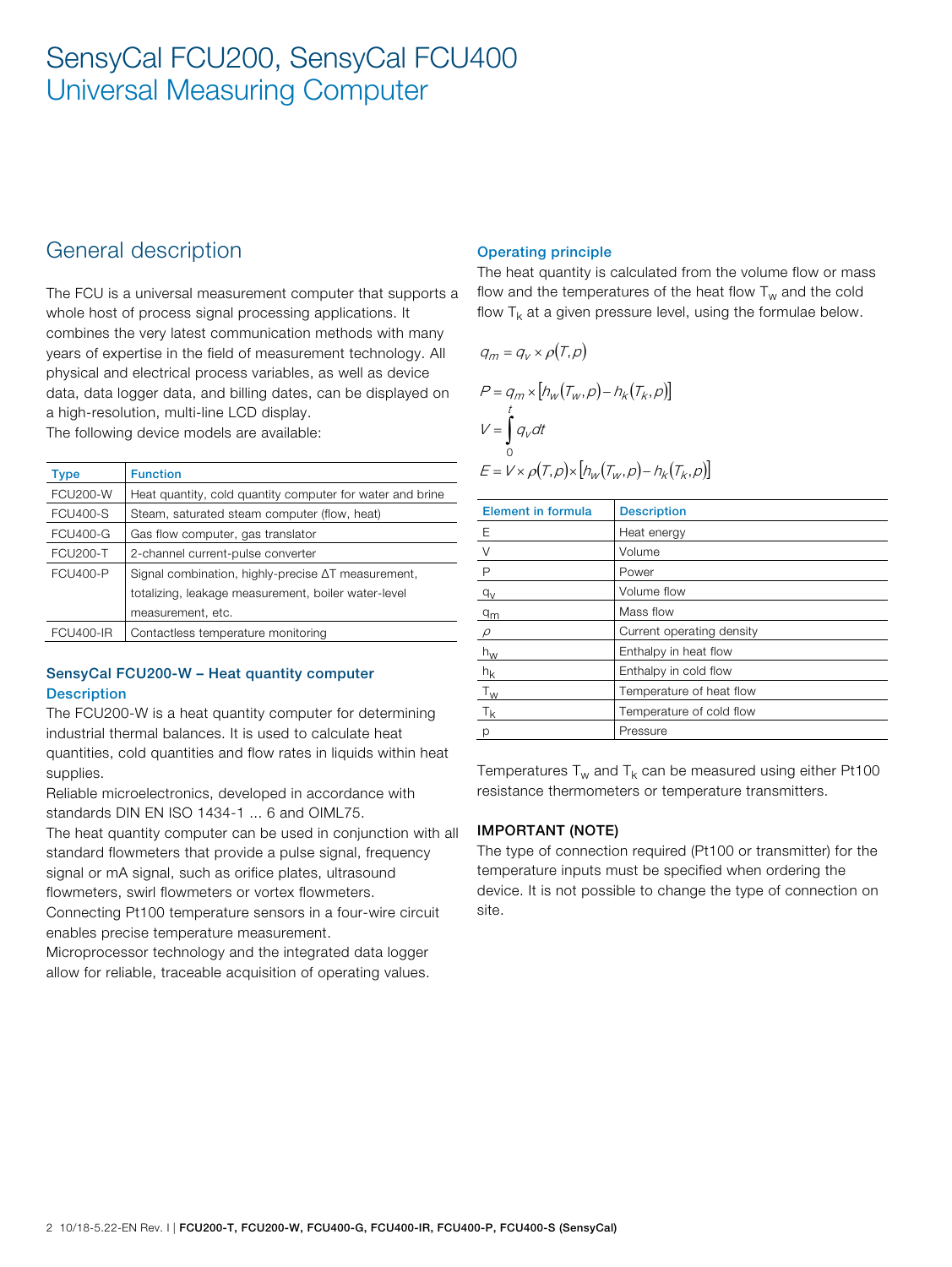# SensyCal FCU200, SensyCal FCU400
Universal Measuring Computer

## General description

The FCU is a universal measurement computer that supports a whole host of process signal processing applications. It combines the very latest communication methods with many years of expertise in the field of measurement technology. All physical and electrical process variables, as well as device data, data logger data, and billing dates, can be displayed on a high-resolution, multi-line LCD display.
The following device models are available:

| Type | Function |
|---|---|
| FCU200-W | Heat quantity, cold quantity computer for water and brine |
| FCU400-S | Steam, saturated steam computer (flow, heat) |
| FCU400-G | Gas flow computer, gas translator |
| FCU200-T | 2-channel current-pulse converter |
| FCU400-P | Signal combination, highly-precise ΔT measurement, totalizing, leakage measurement, boiler water-level measurement, etc. |
| FCU400-IR | Contactless temperature monitoring |

### SensyCal FCU200-W – Heat quantity computer

#### Description

The FCU200-W is a heat quantity computer for determining industrial thermal balances. It is used to calculate heat quantities, cold quantities and flow rates in liquids within heat supplies.
Reliable microelectronics, developed in accordance with standards DIN EN ISO 1434-1 ... 6 and OIML75.
The heat quantity computer can be used in conjunction with all standard flowmeters that provide a pulse signal, frequency signal or mA signal, such as orifice plates, ultrasound flowmeters, swirl flowmeters or vortex flowmeters.
Connecting Pt100 temperature sensors in a four-wire circuit enables precise temperature measurement.
Microprocessor technology and the integrated data logger allow for reliable, traceable acquisition of operating values.

#### Operating principle

The heat quantity is calculated from the volume flow or mass flow and the temperatures of the heat flow $T_w$ and the cold flow $T_k$ at a given pressure level, using the formulae below.

$$q_m = q_v \times \rho(T,p)$$

$$P = q_m \times \left[h_w(T_w,p) - h_k(T_k,p)\right]$$

$$V = \int_0^t q_v dt$$

$$E = V \times \rho(T,p) \times \left[h_w(T_w,p) - h_k(T_k,p)\right]$$

| Element in formula | Description |
|---|---|
| E | Heat energy |
| V | Volume |
| P | Power |
| $q_V$ | Volume flow |
| $q_m$ | Mass flow |
| $\rho$ | Current operating density |
| $h_W$ | Enthalpy in heat flow |
| $h_K$ | Enthalpy in cold flow |
| $T_W$ | Temperature of heat flow |
| $T_K$ | Temperature of cold flow |
| p | Pressure |

Temperatures $T_w$ and $T_k$ can be measured using either Pt100 resistance thermometers or temperature transmitters.

**IMPORTANT (NOTE)**

The type of connection required (Pt100 or transmitter) for the temperature inputs must be specified when ordering the device. It is not possible to change the type of connection on site.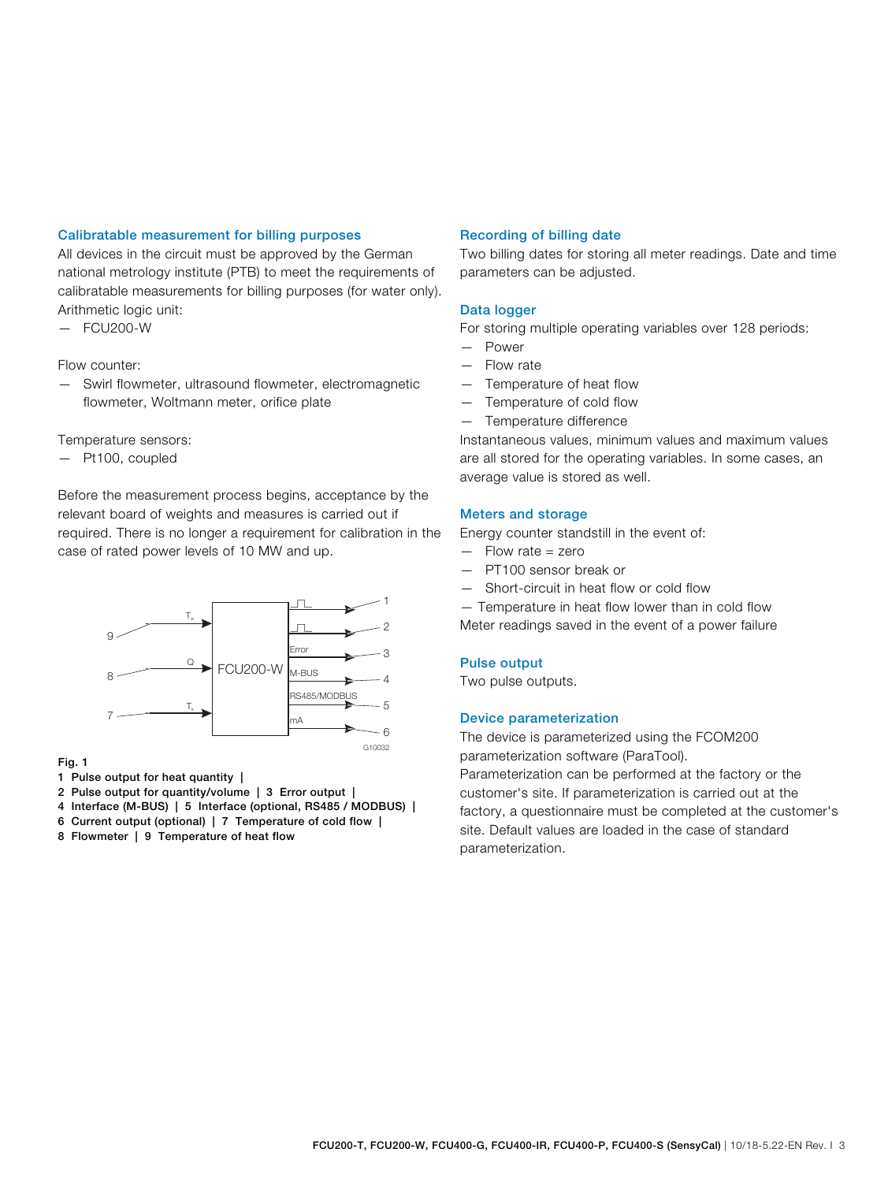## Calibratable measurement for billing purposes

All devices in the circuit must be approved by the German national metrology institute (PTB) to meet the requirements of calibratable measurements for billing purposes (for water only).

Arithmetic logic unit:

- FCU200-W

Flow counter:

- Swirl flowmeter, ultrasound flowmeter, electromagnetic flowmeter, Woltmann meter, orifice plate

Temperature sensors:

- Pt100, coupled

Before the measurement process begins, acceptance by the relevant board of weights and measures is carried out if required. There is no longer a requirement for calibration in the case of rated power levels of 10 MW and up.

**Fig. 1**

**1 Pulse output for heat quantity | 2 Pulse output for quantity/volume | 3 Error output | 4 Interface (M-BUS) | 5 Interface (optional, RS485 / MODBUS) | 6 Current output (optional) | 7 Temperature of cold flow | 8 Flowmeter | 9 Temperature of heat flow**

## Recording of billing date

Two billing dates for storing all meter readings. Date and time parameters can be adjusted.

## Data logger

For storing multiple operating variables over 128 periods:

- Power
- Flow rate
- Temperature of heat flow
- Temperature of cold flow
- Temperature difference

Instantaneous values, minimum values and maximum values are all stored for the operating variables. In some cases, an average value is stored as well.

## Meters and storage

Energy counter standstill in the event of:

- Flow rate = zero
- PT100 sensor break or
- Short-circuit in heat flow or cold flow
- Temperature in heat flow lower than in cold flow

Meter readings saved in the event of a power failure

## Pulse output

Two pulse outputs.

## Device parameterization

The device is parameterized using the FCOM200 parameterization software (ParaTool).

Parameterization can be performed at the factory or the customer's site. If parameterization is carried out at the factory, a questionnaire must be completed at the customer's site. Default values are loaded in the case of standard parameterization.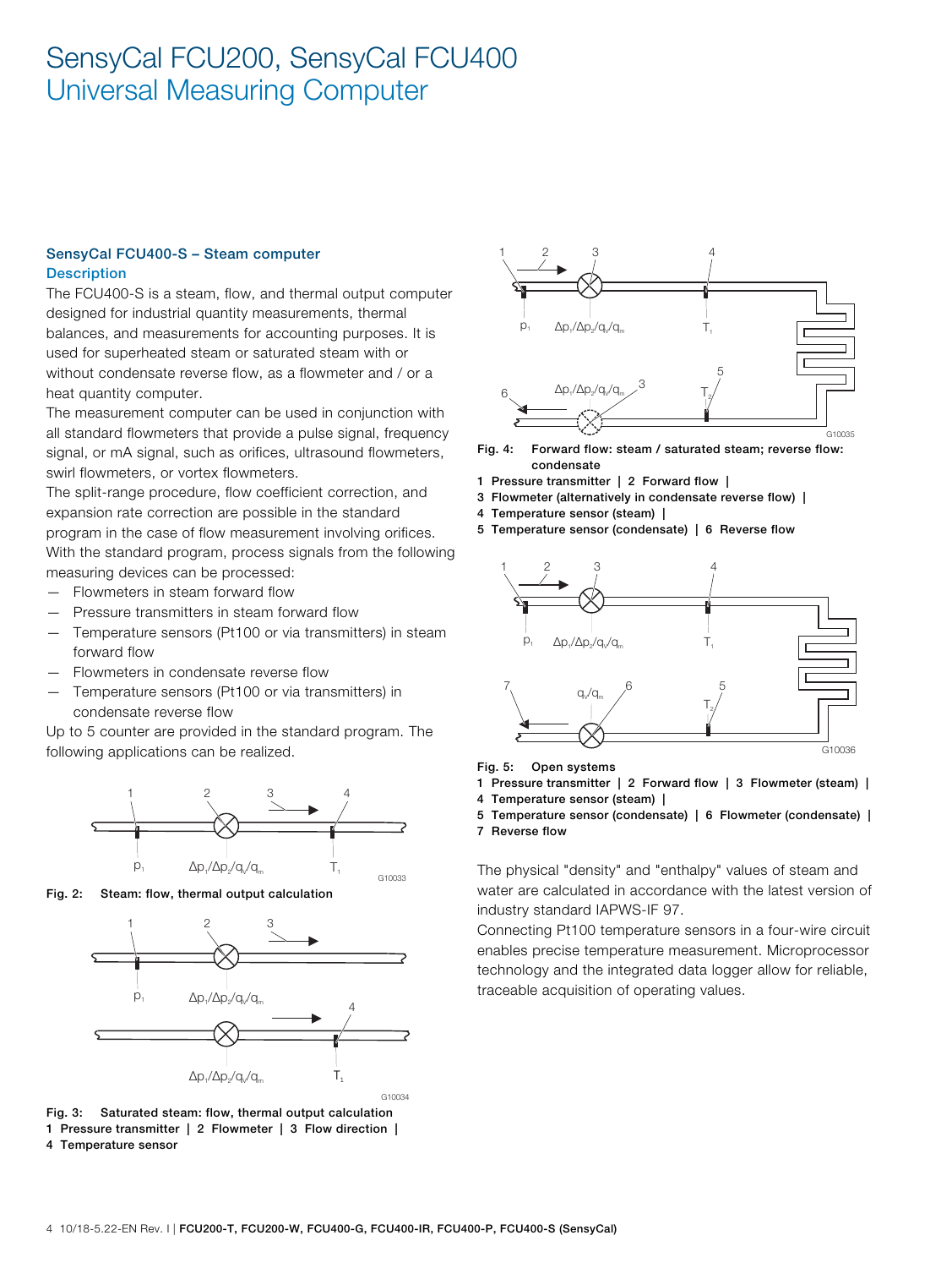## SensyCal FCU400-S – Steam computer

### Description

The FCU400-S is a steam, flow, and thermal output computer designed for industrial quantity measurements, thermal balances, and measurements for accounting purposes. It is used for superheated steam or saturated steam with or without condensate reverse flow, as a flowmeter and / or a heat quantity computer.

The measurement computer can be used in conjunction with all standard flowmeters that provide a pulse signal, frequency signal, or mA signal, such as orifices, ultrasound flowmeters, swirl flowmeters, or vortex flowmeters.

The split-range procedure, flow coefficient correction, and expansion rate correction are possible in the standard program in the case of flow measurement involving orifices.

With the standard program, process signals from the following measuring devices can be processed:

- Flowmeters in steam forward flow
- Pressure transmitters in steam forward flow
- Temperature sensors (Pt100 or via transmitters) in steam forward flow
- Flowmeters in condensate reverse flow
- Temperature sensors (Pt100 or via transmitters) in condensate reverse flow

Up to 5 counter are provided in the standard program. The following applications can be realized.

**Fig. 2:** Steam: flow, thermal output calculation

**Fig. 3:** Saturated steam: flow, thermal output calculation

1 Pressure transmitter | 2 Flowmeter | 3 Flow direction | 4 Temperature sensor

**Fig. 4:** Forward flow: steam / saturated steam; reverse flow: condensate

1 Pressure transmitter | 2 Forward flow | 3 Flowmeter (alternatively in condensate reverse flow) | 4 Temperature sensor (steam) | 5 Temperature sensor (condensate) | 6 Reverse flow

**Fig. 5:** Open systems

1 Pressure transmitter | 2 Forward flow | 3 Flowmeter (steam) | 4 Temperature sensor (steam) | 5 Temperature sensor (condensate) | 6 Flowmeter (condensate) | 7 Reverse flow

The physical "density" and "enthalpy" values of steam and water are calculated in accordance with the latest version of industry standard IAPWS-IF 97.

Connecting Pt100 temperature sensors in a four-wire circuit enables precise temperature measurement. Microprocessor technology and the integrated data logger allow for reliable, traceable acquisition of operating values.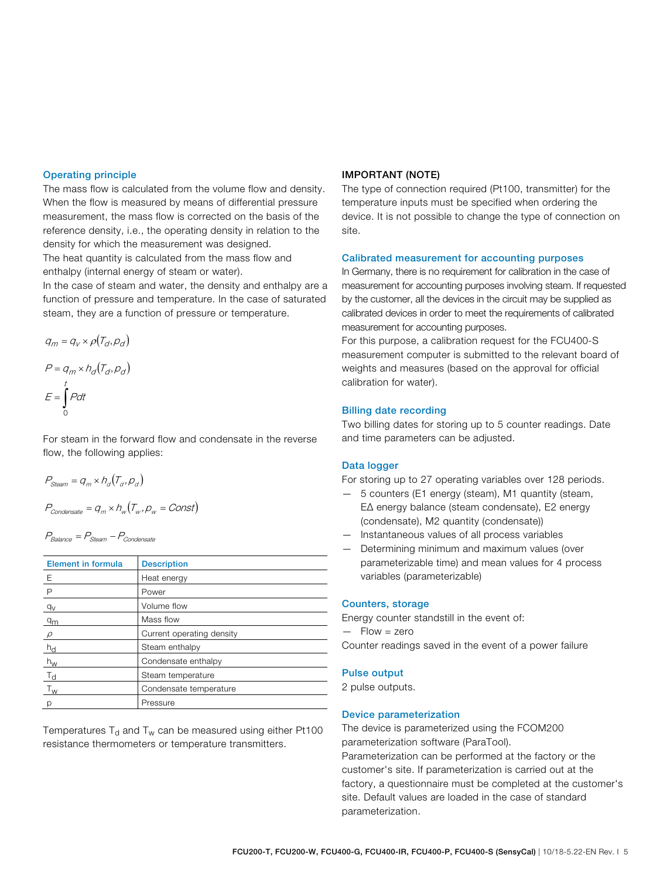## Operating principle

The mass flow is calculated from the volume flow and density. When the flow is measured by means of differential pressure measurement, the mass flow is corrected on the basis of the reference density, i.e., the operating density in relation to the density for which the measurement was designed.

The heat quantity is calculated from the mass flow and enthalpy (internal energy of steam or water).

In the case of steam and water, the density and enthalpy are a function of pressure and temperature. In the case of saturated steam, they are a function of pressure or temperature.

$$q_m = q_V \times \rho(T_d, p_d)$$

$$P = q_m \times h_d(T_d, p_d)$$

$$E = \int_0^t P dt$$

For steam in the forward flow and condensate in the reverse flow, the following applies:

$$P_{Steam} = q_m \times h_d(T_d, p_d)$$

$$P_{Condensate} = q_m \times h_w(T_w, p_w = Const)$$

$$P_{Balance} = P_{Steam} - P_{Condensate}$$

| Element in formula | Description |
|---|---|
| E | Heat energy |
| P | Power |
| $q_V$ | Volume flow |
| $q_m$ | Mass flow |
| $\rho$ | Current operating density |
| $h_d$ | Steam enthalpy |
| $h_w$ | Condensate enthalpy |
| $T_d$ | Steam temperature |
| $T_w$ | Condensate temperature |
| p | Pressure |

Temperatures $T_d$ and $T_w$ can be measured using either Pt100 resistance thermometers or temperature transmitters.

**IMPORTANT (NOTE)**

The type of connection required (Pt100, transmitter) for the temperature inputs must be specified when ordering the device. It is not possible to change the type of connection on site.

## Calibrated measurement for accounting purposes

In Germany, there is no requirement for calibration in the case of measurement for accounting purposes involving steam. If requested by the customer, all the devices in the circuit may be supplied as calibrated devices in order to meet the requirements of calibrated measurement for accounting purposes.

For this purpose, a calibration request for the FCU400-S measurement computer is submitted to the relevant board of weights and measures (based on the approval for official calibration for water).

## Billing date recording

Two billing dates for storing up to 5 counter readings. Date and time parameters can be adjusted.

## Data logger

For storing up to 27 operating variables over 128 periods.

- 5 counters (E1 energy (steam), M1 quantity (steam, EΔ energy balance (steam condensate), E2 energy (condensate), M2 quantity (condensate))
- Instantaneous values of all process variables
- Determining minimum and maximum values (over parameterizable time) and mean values for 4 process variables (parameterizable)

## Counters, storage

Energy counter standstill in the event of:

- Flow = zero

Counter readings saved in the event of a power failure

## Pulse output

2 pulse outputs.

## Device parameterization

The device is parameterized using the FCOM200 parameterization software (ParaTool).

Parameterization can be performed at the factory or the customer's site. If parameterization is carried out at the factory, a questionnaire must be completed at the customer's site. Default values are loaded in the case of standard parameterization.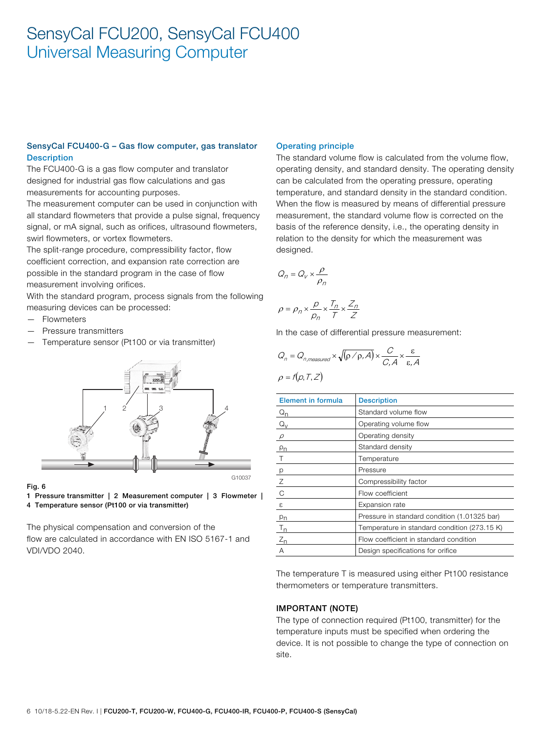# SensyCal FCU200, SensyCal FCU400
## Universal Measuring Computer

### SensyCal FCU400-G – Gas flow computer, gas translator

#### Description

The FCU400-G is a gas flow computer and translator designed for industrial gas flow calculations and gas measurements for accounting purposes.

The measurement computer can be used in conjunction with all standard flowmeters that provide a pulse signal, frequency signal, or mA signal, such as orifices, ultrasound flowmeters, swirl flowmeters, or vortex flowmeters.

The split-range procedure, compressibility factor, flow coefficient correction, and expansion rate correction are possible in the standard program in the case of flow measurement involving orifices.

With the standard program, process signals from the following measuring devices can be processed:

- Flowmeters
- Pressure transmitters
- Temperature sensor (Pt100 or via transmitter)

**Fig. 6**
**1 Pressure transmitter | 2 Measurement computer | 3 Flowmeter | 4 Temperature sensor (Pt100 or via transmitter)**

The physical compensation and conversion of the flow are calculated in accordance with EN ISO 5167-1 and VDI/VDO 2040.

#### Operating principle

The standard volume flow is calculated from the volume flow, operating density, and standard density. The operating density can be calculated from the operating pressure, operating temperature, and standard density in the standard condition. When the flow is measured by means of differential pressure measurement, the standard volume flow is corrected on the basis of the reference density, i.e., the operating density in relation to the density for which the measurement was designed.

$$Q_n = Q_V \times \frac{\rho}{\rho_n}$$

$$\rho = \rho_n \times \frac{p}{p_n} \times \frac{T_n}{T} \times \frac{Z_n}{Z}$$

In the case of differential pressure measurement:

$$Q_n = Q_{n,measured} \times \sqrt{(\rho / \rho, A)} \times \frac{C}{C, A} \times \frac{\varepsilon}{\varepsilon, A}$$

$$\rho = f(p, T, Z)$$

| Element in formula | Description |
|---|---|
| $Q_n$ | Standard volume flow |
| $Q_V$ | Operating volume flow |
| $\rho$ | Operating density |
| $\rho_n$ | Standard density |
| T | Temperature |
| p | Pressure |
| Z | Compressibility factor |
| C | Flow coefficient |
| $\varepsilon$ | Expansion rate |
| $p_n$ | Pressure in standard condition (1.01325 bar) |
| $T_n$ | Temperature in standard condition (273.15 K) |
| $Z_n$ | Flow coefficient in standard condition |
| A | Design specifications for orifice |

The temperature T is measured using either Pt100 resistance thermometers or temperature transmitters.

**IMPORTANT (NOTE)**

The type of connection required (Pt100, transmitter) for the temperature inputs must be specified when ordering the device. It is not possible to change the type of connection on site.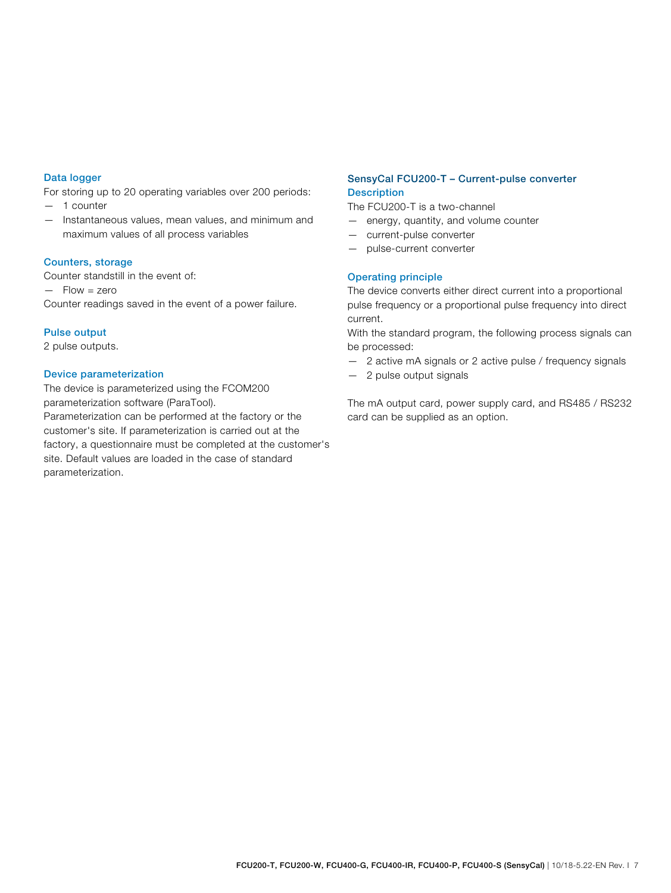### Data logger

For storing up to 20 operating variables over 200 periods:

- 1 counter
- Instantaneous values, mean values, and minimum and maximum values of all process variables

### Counters, storage

Counter standstill in the event of:

- Flow = zero

Counter readings saved in the event of a power failure.

### Pulse output

2 pulse outputs.

### Device parameterization

The device is parameterized using the FCOM200 parameterization software (ParaTool).
Parameterization can be performed at the factory or the customer's site. If parameterization is carried out at the factory, a questionnaire must be completed at the customer's site. Default values are loaded in the case of standard parameterization.

## SensyCal FCU200-T – Current-pulse converter

### Description

The FCU200-T is a two-channel

- energy, quantity, and volume counter
- current-pulse converter
- pulse-current converter

### Operating principle

The device converts either direct current into a proportional pulse frequency or a proportional pulse frequency into direct current.
With the standard program, the following process signals can be processed:

- 2 active mA signals or 2 active pulse / frequency signals
- 2 pulse output signals

The mA output card, power supply card, and RS485 / RS232 card can be supplied as an option.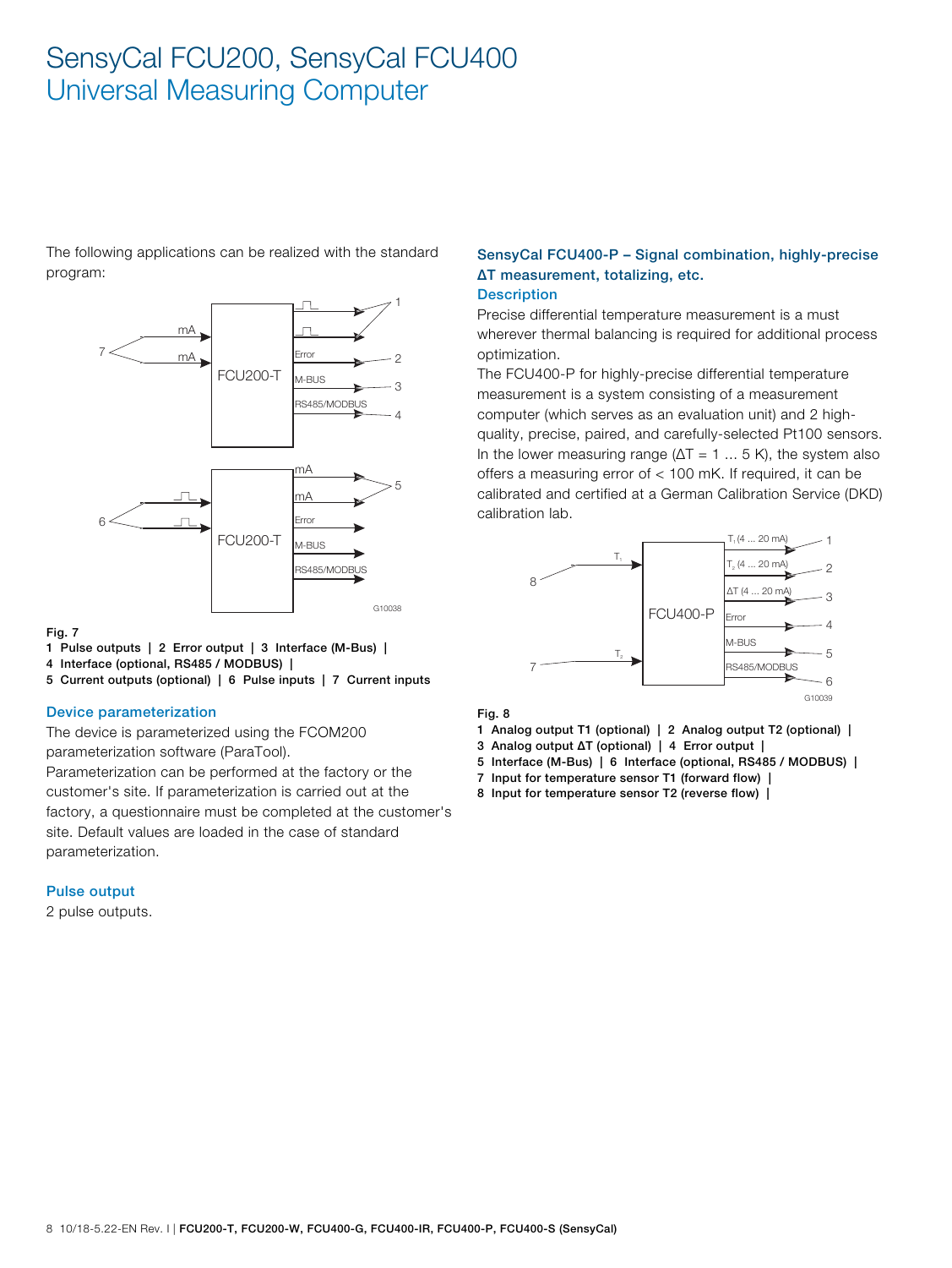# SensyCal FCU200, SensyCal FCU400
## Universal Measuring Computer

The following applications can be realized with the standard program:

Fig. 7
1 Pulse outputs | 2 Error output | 3 Interface (M-Bus) |
4 Interface (optional, RS485 / MODBUS) |
5 Current outputs (optional) | 6 Pulse inputs | 7 Current inputs

### Device parameterization

The device is parameterized using the FCOM200 parameterization software (ParaTool).
Parameterization can be performed at the factory or the customer's site. If parameterization is carried out at the factory, a questionnaire must be completed at the customer's site. Default values are loaded in the case of standard parameterization.

### Pulse output

2 pulse outputs.

### SensyCal FCU400-P – Signal combination, highly-precise ΔT measurement, totalizing, etc.

#### Description

Precise differential temperature measurement is a must wherever thermal balancing is required for additional process optimization.
The FCU400-P for highly-precise differential temperature measurement is a system consisting of a measurement computer (which serves as an evaluation unit) and 2 high-quality, precise, paired, and carefully-selected Pt100 sensors. In the lower measuring range ($\Delta T$ = 1 ... 5 K), the system also offers a measuring error of < 100 mK. If required, it can be calibrated and certified at a German Calibration Service (DKD) calibration lab.

Fig. 8
1 Analog output T1 (optional) | 2 Analog output T2 (optional) |
3 Analog output ΔT (optional) | 4 Error output |
5 Interface (M-Bus) | 6 Interface (optional, RS485 / MODBUS) |
7 Input for temperature sensor T1 (forward flow) |
8 Input for temperature sensor T2 (reverse flow) |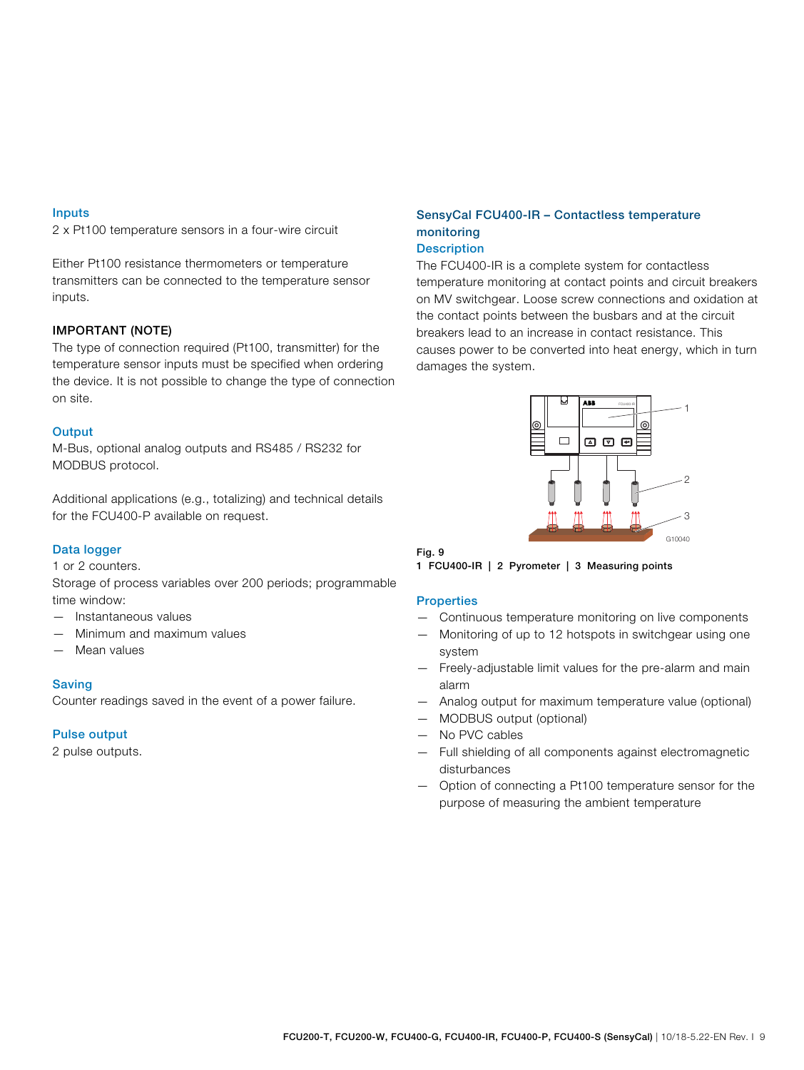### Inputs

2 x Pt100 temperature sensors in a four-wire circuit

Either Pt100 resistance thermometers or temperature transmitters can be connected to the temperature sensor inputs.

**IMPORTANT (NOTE)**
The type of connection required (Pt100, transmitter) for the temperature sensor inputs must be specified when ordering the device. It is not possible to change the type of connection on site.

### Output

M-Bus, optional analog outputs and RS485 / RS232 for MODBUS protocol.

Additional applications (e.g., totalizing) and technical details for the FCU400-P available on request.

### Data logger

1 or 2 counters.
Storage of process variables over 200 periods; programmable time window:

- Instantaneous values
- Minimum and maximum values
- Mean values

### Saving

Counter readings saved in the event of a power failure.

### Pulse output

2 pulse outputs.

## SensyCal FCU400-IR – Contactless temperature monitoring

### Description

The FCU400-IR is a complete system for contactless temperature monitoring at contact points and circuit breakers on MV switchgear. Loose screw connections and oxidation at the contact points between the busbars and at the circuit breakers lead to an increase in contact resistance. This causes power to be converted into heat energy, which in turn damages the system.

**Fig. 9**
**1 FCU400-IR | 2 Pyrometer | 3 Measuring points**

### Properties

- Continuous temperature monitoring on live components
- Monitoring of up to 12 hotspots in switchgear using one system
- Freely-adjustable limit values for the pre-alarm and main alarm
- Analog output for maximum temperature value (optional)
- MODBUS output (optional)
- No PVC cables
- Full shielding of all components against electromagnetic disturbances
- Option of connecting a Pt100 temperature sensor for the purpose of measuring the ambient temperature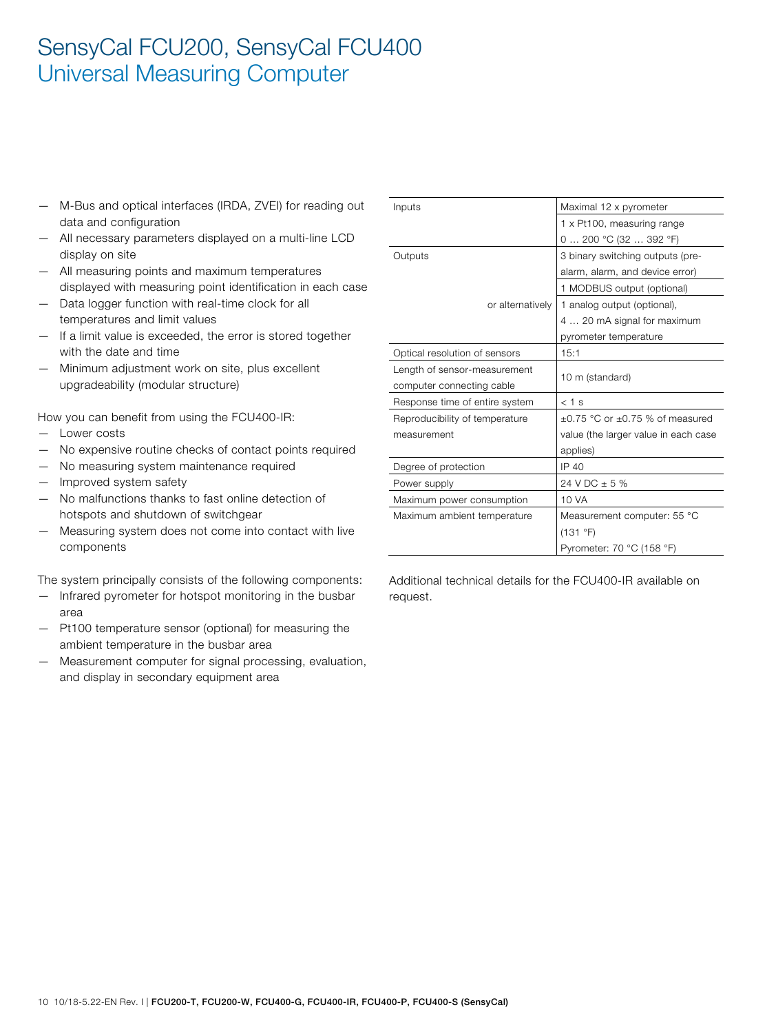# SensyCal FCU200, SensyCal FCU400
## Universal Measuring Computer

- M-Bus and optical interfaces (IRDA, ZVEI) for reading out data and configuration
- All necessary parameters displayed on a multi-line LCD display on site
- All measuring points and maximum temperatures displayed with measuring point identification in each case
- Data logger function with real-time clock for all temperatures and limit values
- If a limit value is exceeded, the error is stored together with the date and time
- Minimum adjustment work on site, plus excellent upgradeability (modular structure)

How you can benefit from using the FCU400-IR:

- Lower costs
- No expensive routine checks of contact points required
- No measuring system maintenance required
- Improved system safety
- No malfunctions thanks to fast online detection of hotspots and shutdown of switchgear
- Measuring system does not come into contact with live components

The system principally consists of the following components:

- Infrared pyrometer for hotspot monitoring in the busbar area
- Pt100 temperature sensor (optional) for measuring the ambient temperature in the busbar area
- Measurement computer for signal processing, evaluation, and display in secondary equipment area

| | |
|---|---|
| Inputs | Maximal 12 x pyrometer |
| | 1 x Pt100, measuring range 0 … 200 °C (32 … 392 °F) |
| Outputs | 3 binary switching outputs (pre-alarm, alarm, and device error) |
| | 1 MODBUS output (optional) |
| or alternatively | 1 analog output (optional), 4 … 20 mA signal for maximum pyrometer temperature |
| Optical resolution of sensors | 15:1 |
| Length of sensor-measurement computer connecting cable | 10 m (standard) |
| Response time of entire system | < 1 s |
| Reproducibility of temperature measurement | ±0.75 °C or ±0.75 % of measured value (the larger value in each case applies) |
| Degree of protection | IP 40 |
| Power supply | 24 V DC ± 5 % |
| Maximum power consumption | 10 VA |
| Maximum ambient temperature | Measurement computer: 55 °C (131 °F) |
| | Pyrometer: 70 °C (158 °F) |

Additional technical details for the FCU400-IR available on request.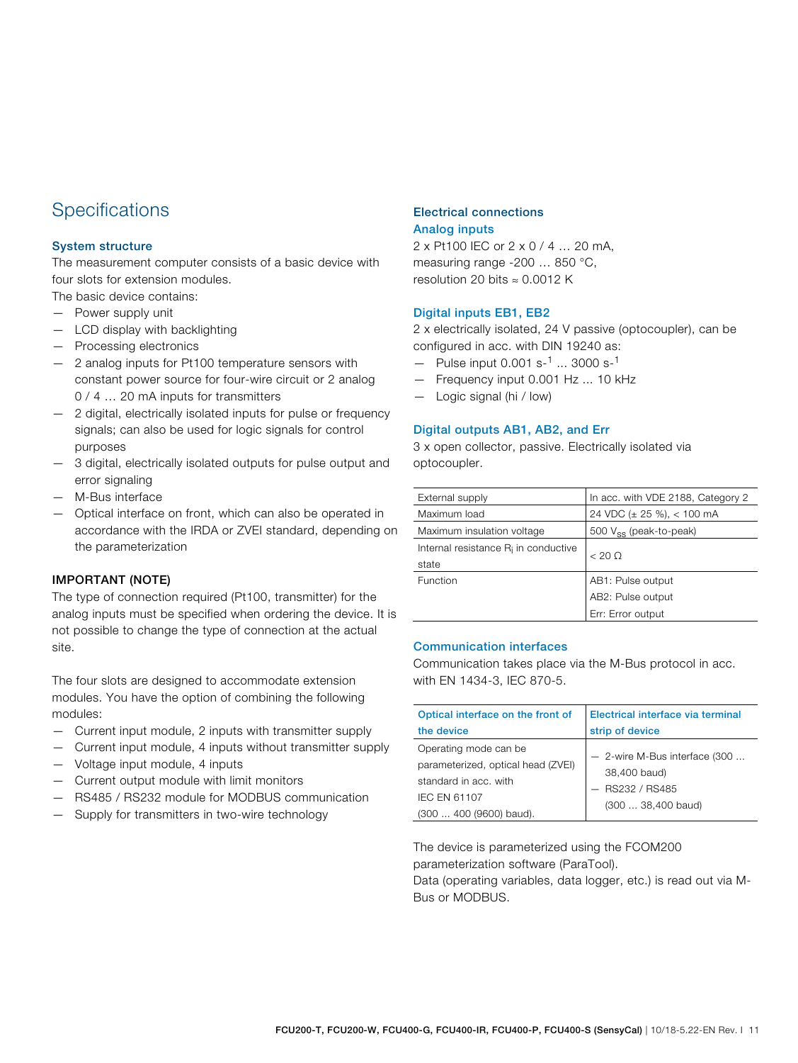# Specifications

### System structure

The measurement computer consists of a basic device with four slots for extension modules.
The basic device contains:

- Power supply unit
- LCD display with backlighting
- Processing electronics
- 2 analog inputs for Pt100 temperature sensors with constant power source for four-wire circuit or 2 analog 0 / 4 … 20 mA inputs for transmitters
- 2 digital, electrically isolated inputs for pulse or frequency signals; can also be used for logic signals for control purposes
- 3 digital, electrically isolated outputs for pulse output and error signaling
- M-Bus interface
- Optical interface on front, which can also be operated in accordance with the IRDA or ZVEI standard, depending on the parameterization

**IMPORTANT (NOTE)**

The type of connection required (Pt100, transmitter) for the analog inputs must be specified when ordering the device. It is not possible to change the type of connection at the actual site.

The four slots are designed to accommodate extension modules. You have the option of combining the following modules:

- Current input module, 2 inputs with transmitter supply
- Current input module, 4 inputs without transmitter supply
- Voltage input module, 4 inputs
- Current output module with limit monitors
- RS485 / RS232 module for MODBUS communication
- Supply for transmitters in two-wire technology

### Electrical connections

#### Analog inputs

2 x Pt100 IEC or 2 x 0 / 4 … 20 mA,
measuring range -200 … 850 °C,
resolution 20 bits ≈ 0.0012 K

#### Digital inputs EB1, EB2

2 x electrically isolated, 24 V passive (optocoupler), can be configured in acc. with DIN 19240 as:

- Pulse input 0.001 $s^{-1}$ … 3000 $s^{-1}$
- Frequency input 0.001 Hz ... 10 kHz
- Logic signal (hi / low)

#### Digital outputs AB1, AB2, and Err

3 x open collector, passive. Electrically isolated via optocoupler.

| External supply | In acc. with VDE 2188, Category 2 |
|---|---|
| Maximum load | 24 VDC (± 25 %), < 100 mA |
| Maximum insulation voltage | 500 $V_{SS}$ (peak-to-peak) |
| Internal resistance $R_i$ in conductive state | < 20 Ω |
| Function | AB1: Pulse output<br>AB2: Pulse output<br>Err: Error output |

#### Communication interfaces

Communication takes place via the M-Bus protocol in acc. with EN 1434-3, IEC 870-5.

| Optical interface on the front of the device | Electrical interface via terminal strip of device |
|---|---|
| Operating mode can be parameterized, optical head (ZVEI) standard in acc. with IEC EN 61107 (300 ... 400 (9600) baud). | — 2-wire M-Bus interface (300 ... 38,400 baud)<br>— RS232 / RS485 (300 ... 38,400 baud) |

The device is parameterized using the FCOM200 parameterization software (ParaTool).
Data (operating variables, data logger, etc.) is read out via M-Bus or MODBUS.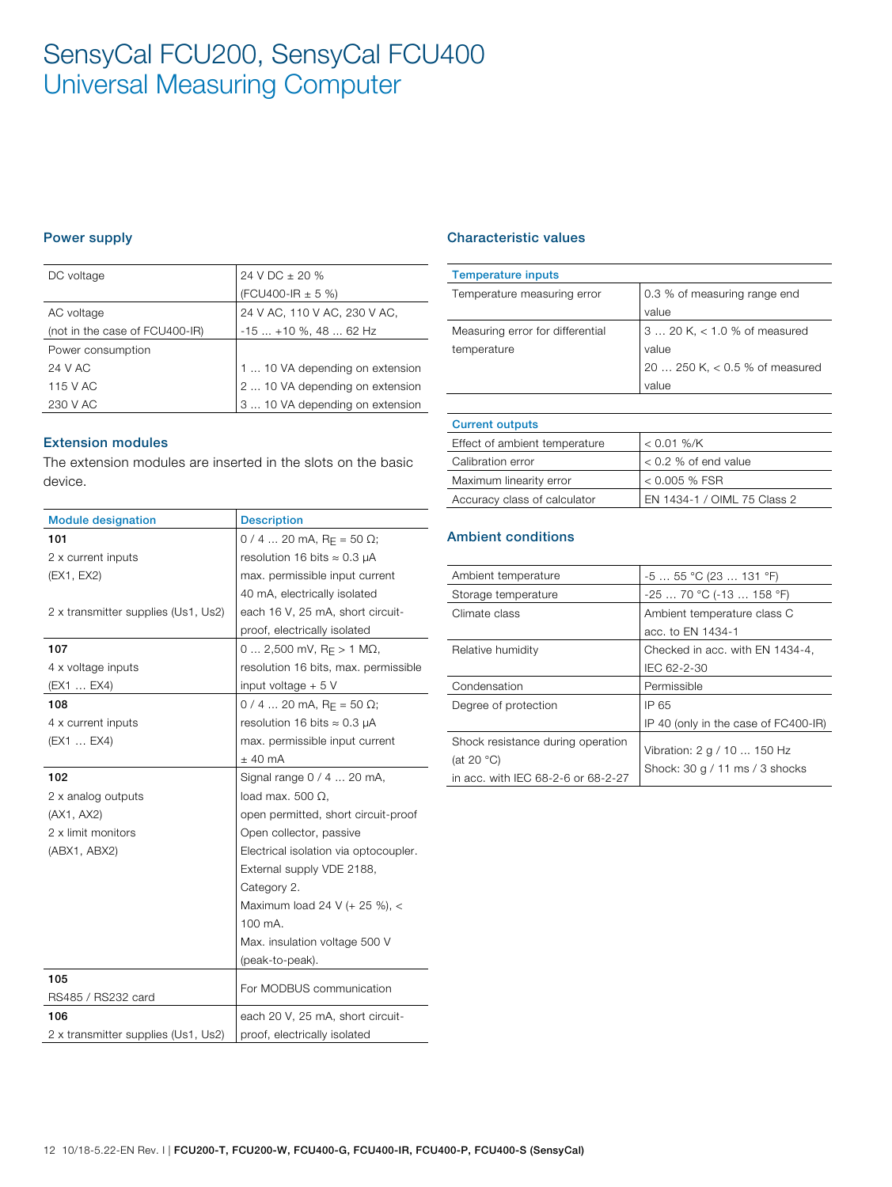# SensyCal FCU200, SensyCal FCU400
## Universal Measuring Computer

### Power supply

| | |
|---|---|
| DC voltage | 24 V DC ± 20 % (FCU400-IR ± 5 %) |
| AC voltage (not in the case of FCU400-IR) | 24 V AC, 110 V AC, 230 V AC, -15 … +10 %, 48 … 62 Hz |
| Power consumption | |
| 24 V AC | 1 … 10 VA depending on extension |
| 115 V AC | 2 … 10 VA depending on extension |
| 230 V AC | 3 … 10 VA depending on extension |

### Extension modules

The extension modules are inserted in the slots on the basic device.

| Module designation | Description |
|---|---|
| **101** 2 x current inputs (EX1, EX2) | 0 / 4 … 20 mA, $R_E$ = 50 Ω; resolution 16 bits ≈ 0.3 µA max. permissible input current 40 mA, electrically isolated |
| 2 x transmitter supplies (Us1, Us2) | each 16 V, 25 mA, short circuit-proof, electrically isolated |
| **107** 4 x voltage inputs (EX1 … EX4) | 0 … 2,500 mV, $R_E$ > 1 MΩ, resolution 16 bits, max. permissible input voltage + 5 V |
| **108** 4 x current inputs (EX1 … EX4) | 0 / 4 … 20 mA, $R_E$ = 50 Ω; resolution 16 bits ≈ 0.3 µA max. permissible input current ± 40 mA |
| **102** 2 x analog outputs (AX1, AX2) | Signal range 0 / 4 … 20 mA, load max. 500 Ω, open permitted, short circuit-proof |
| 2 x limit monitors (ABX1, ABX2) | Open collector, passive Electrical isolation via optocoupler. External supply VDE 2188, Category 2. Maximum load 24 V (+ 25 %), < 100 mA. Max. insulation voltage 500 V (peak-to-peak). |
| **105** RS485 / RS232 card | For MODBUS communication |
| **106** 2 x transmitter supplies (Us1, Us2) | each 20 V, 25 mA, short circuit-proof, electrically isolated |

### Characteristic values

| Temperature inputs | |
|---|---|
| Temperature measuring error | 0.3 % of measuring range end value |
| Measuring error for differential temperature | 3 … 20 K, < 1.0 % of measured value<br>20 … 250 K, < 0.5 % of measured value |

| Current outputs | |
|---|---|
| Effect of ambient temperature | < 0.01 %/K |
| Calibration error | < 0.2 % of end value |
| Maximum linearity error | < 0.005 % FSR |
| Accuracy class of calculator | EN 1434-1 / OIML 75 Class 2 |

### Ambient conditions

| | |
|---|---|
| Ambient temperature | -5 … 55 °C (23 … 131 °F) |
| Storage temperature | -25 … 70 °C (-13 … 158 °F) |
| Climate class | Ambient temperature class C acc. to EN 1434-1 |
| Relative humidity | Checked in acc. with EN 1434-4, IEC 62-2-30 |
| Condensation | Permissible |
| Degree of protection | IP 65<br>IP 40 (only in the case of FC400-IR) |
| Shock resistance during operation (at 20 °C) in acc. with IEC 68-2-6 or 68-2-27 | Vibration: 2 g / 10 … 150 Hz<br>Shock: 30 g / 11 ms / 3 shocks |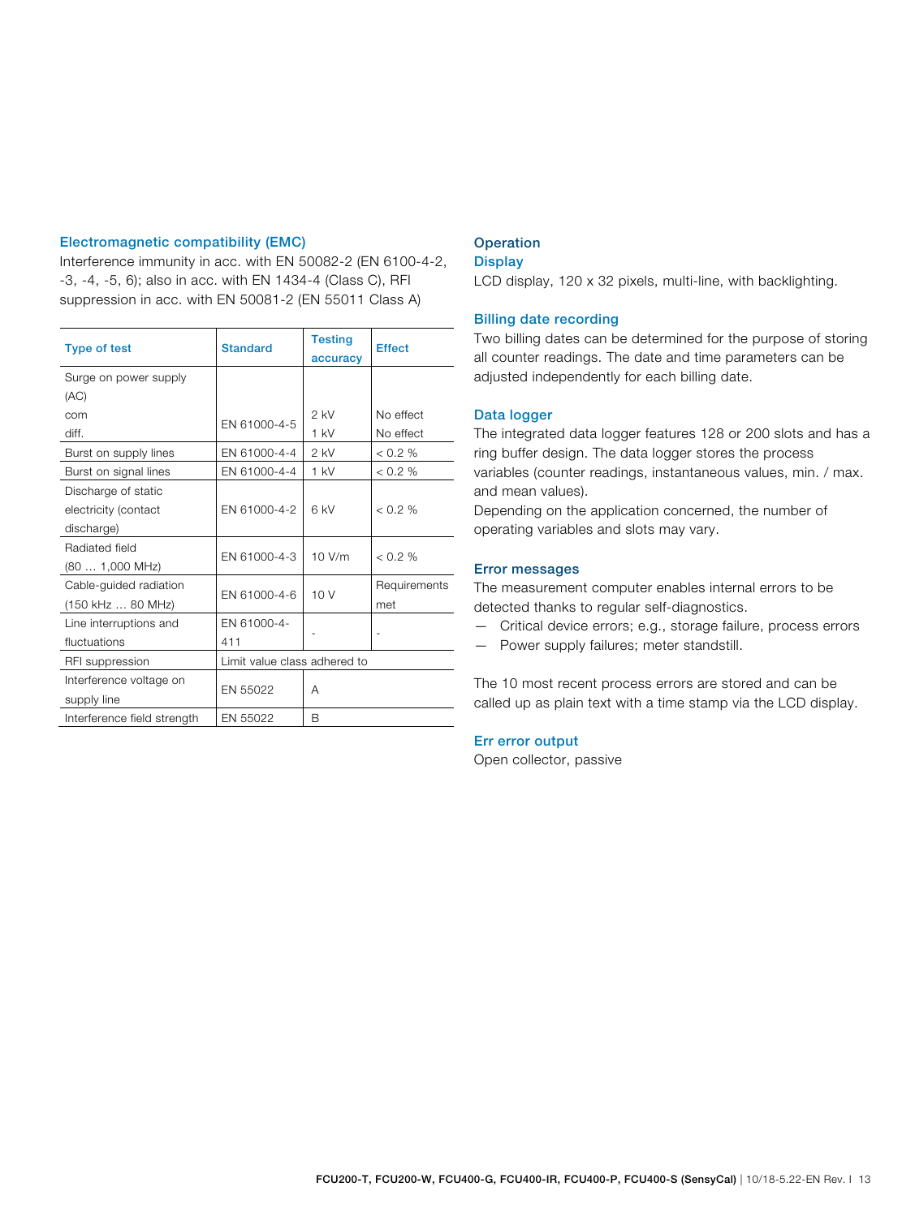## Electromagnetic compatibility (EMC)

Interference immunity in acc. with EN 50082-2 (EN 6100-4-2, -3, -4, -5, 6); also in acc. with EN 1434-4 (Class C), RFI suppression in acc. with EN 50081-2 (EN 55011 Class A)

| Type of test | Standard | Testing accuracy | Effect |
|---|---|---|---|
| Surge on power supply (AC) | | | |
| com | EN 61000-4-5 | 2 kV | No effect |
| diff. | | 1 kV | No effect |
| Burst on supply lines | EN 61000-4-4 | 2 kV | < 0.2 % |
| Burst on signal lines | EN 61000-4-4 | 1 kV | < 0.2 % |
| Discharge of static electricity (contact discharge) | EN 61000-4-2 | 6 kV | < 0.2 % |
| Radiated field (80 … 1,000 MHz) | EN 61000-4-3 | 10 V/m | < 0.2 % |
| Cable-guided radiation (150 kHz … 80 MHz) | EN 61000-4-6 | 10 V | Requirements met |
| Line interruptions and fluctuations | EN 61000-4-411 | - | - |
| RFI suppression | Limit value class adhered to | | |
| Interference voltage on supply line | EN 55022 | A | |
| Interference field strength | EN 55022 | B | |

## Operation

### Display

LCD display, 120 x 32 pixels, multi-line, with backlighting.

### Billing date recording

Two billing dates can be determined for the purpose of storing all counter readings. The date and time parameters can be adjusted independently for each billing date.

### Data logger

The integrated data logger features 128 or 200 slots and has a ring buffer design. The data logger stores the process variables (counter readings, instantaneous values, min. / max. and mean values).

Depending on the application concerned, the number of operating variables and slots may vary.

### Error messages

The measurement computer enables internal errors to be detected thanks to regular self-diagnostics.

- Critical device errors; e.g., storage failure, process errors
- Power supply failures; meter standstill.

The 10 most recent process errors are stored and can be called up as plain text with a time stamp via the LCD display.

### Err error output

Open collector, passive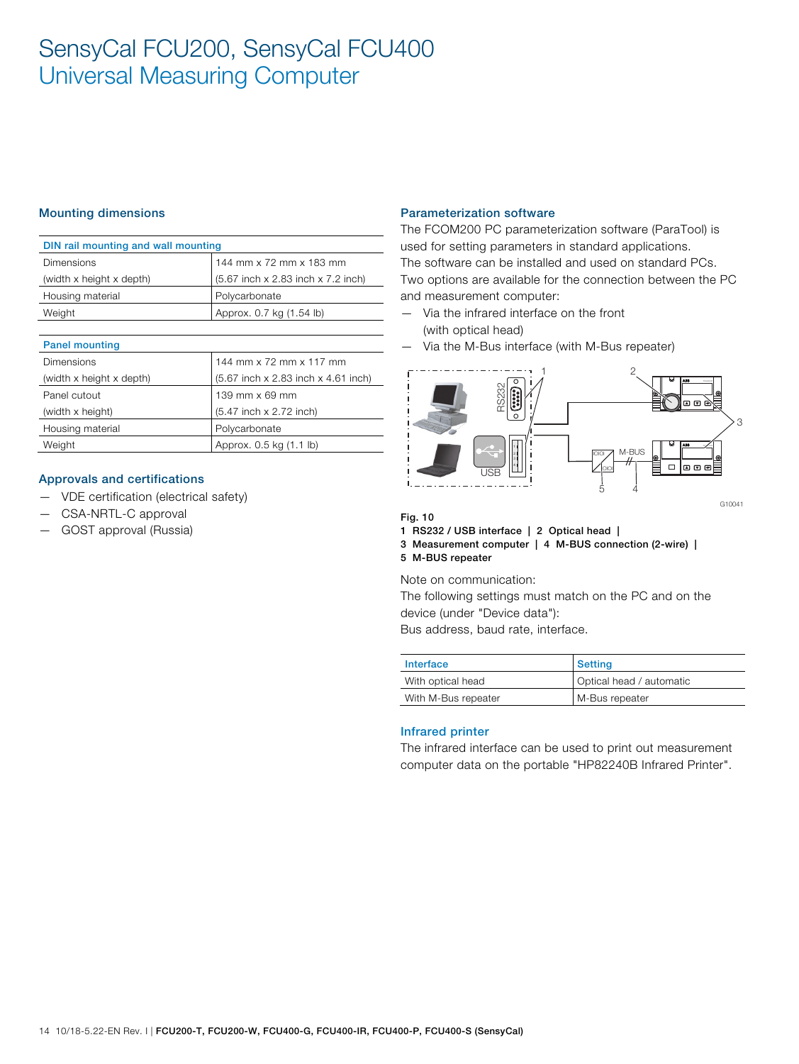# SensyCal FCU200, SensyCal FCU400
Universal Measuring Computer

## Mounting dimensions

| DIN rail mounting and wall mounting | |
|---|---|
| Dimensions (width x height x depth) | 144 mm x 72 mm x 183 mm (5.67 inch x 2.83 inch x 7.2 inch) |
| Housing material | Polycarbonate |
| Weight | Approx. 0.7 kg (1.54 lb) |

| Panel mounting | |
|---|---|
| Dimensions (width x height x depth) | 144 mm x 72 mm x 117 mm (5.67 inch x 2.83 inch x 4.61 inch) |
| Panel cutout (width x height) | 139 mm x 69 mm (5.47 inch x 2.72 inch) |
| Housing material | Polycarbonate |
| Weight | Approx. 0.5 kg (1.1 lb) |

## Approvals and certifications

- VDE certification (electrical safety)
- CSA-NRTL-C approval
- GOST approval (Russia)

## Parameterization software

The FCOM200 PC parameterization software (ParaTool) is used for setting parameters in standard applications. The software can be installed and used on standard PCs. Two options are available for the connection between the PC and measurement computer:

- Via the infrared interface on the front (with optical head)
- Via the M-Bus interface (with M-Bus repeater)

**Fig. 10**
**1 RS232 / USB interface | 2 Optical head | 3 Measurement computer | 4 M-BUS connection (2-wire) | 5 M-BUS repeater**

Note on communication:
The following settings must match on the PC and on the device (under "Device data"):
Bus address, baud rate, interface.

| Interface | Setting |
|---|---|
| With optical head | Optical head / automatic |
| With M-Bus repeater | M-Bus repeater |

## Infrared printer

The infrared interface can be used to print out measurement computer data on the portable "HP82240B Infrared Printer".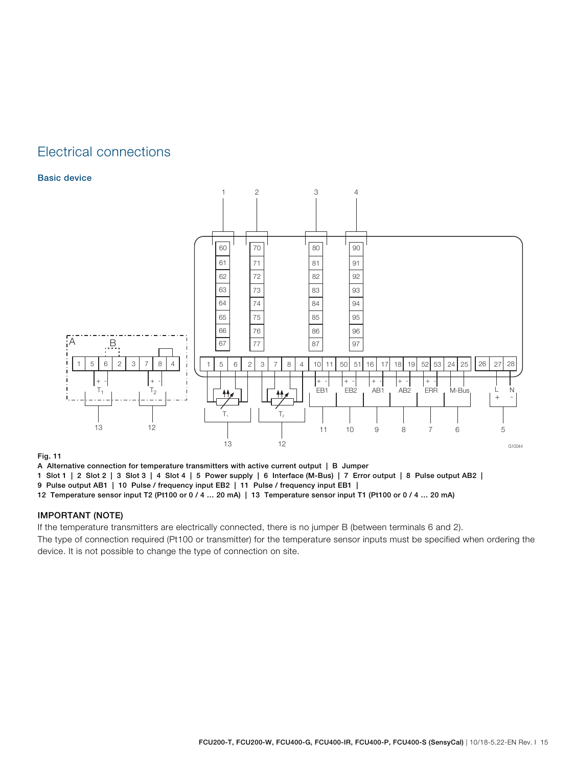# Electrical connections

## Basic device

**Fig. 11**

**A** Alternative connection for temperature transmitters with active current output | **B** Jumper
**1** Slot 1 | **2** Slot 2 | **3** Slot 3 | **4** Slot 4 | **5** Power supply | **6** Interface (M-Bus) | **7** Error output | **8** Pulse output AB2 |
**9** Pulse output AB1 | **10** Pulse / frequency input EB2 | **11** Pulse / frequency input EB1 |
**12** Temperature sensor input T2 (Pt100 or 0 / 4 … 20 mA) | **13** Temperature sensor input T1 (Pt100 or 0 / 4 … 20 mA)

### IMPORTANT (NOTE)

If the temperature transmitters are electrically connected, there is no jumper B (between terminals 6 and 2).
The type of connection required (Pt100 or transmitter) for the temperature sensor inputs must be specified when ordering the device. It is not possible to change the type of connection on site.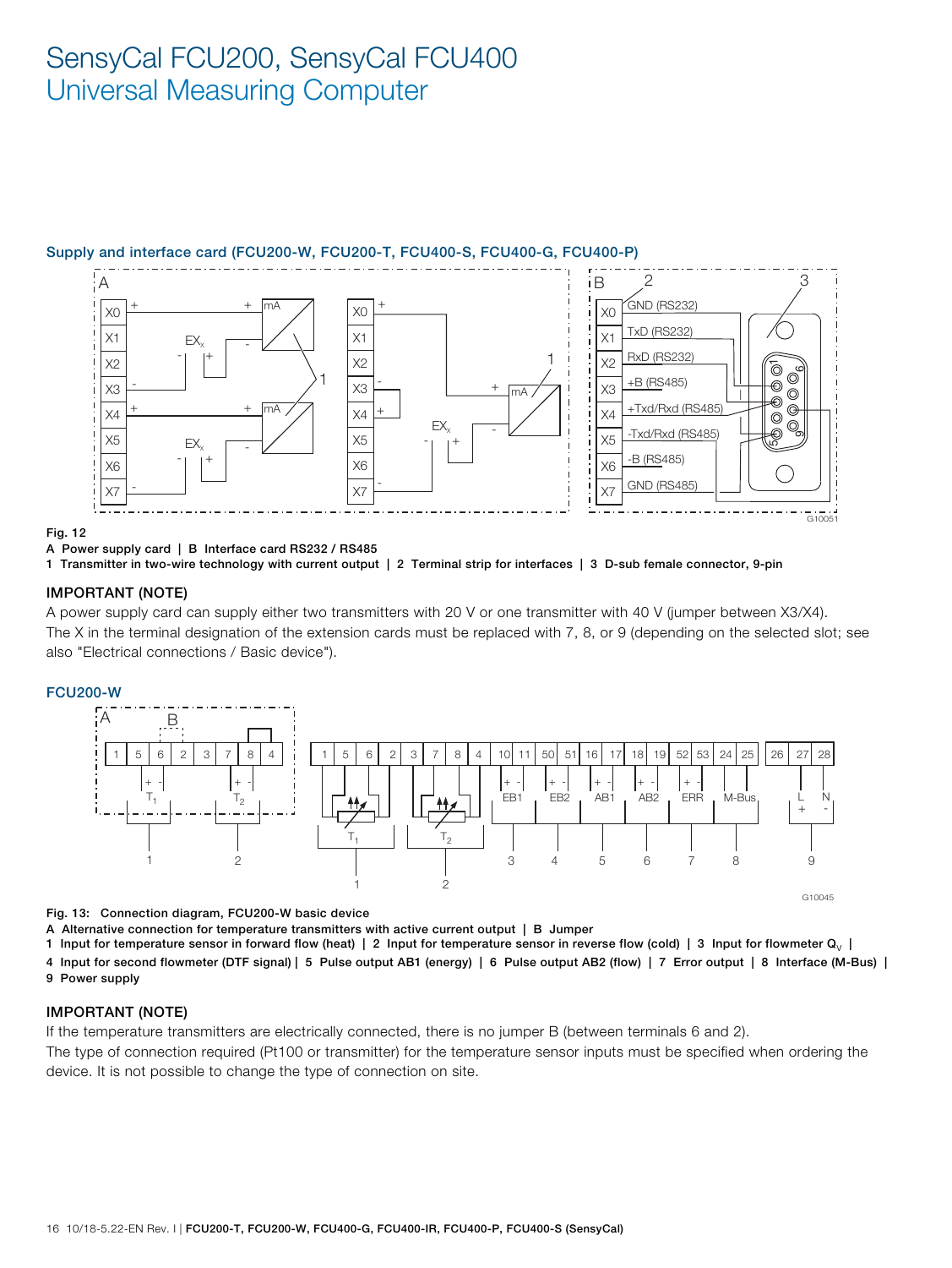# SensyCal FCU200, SensyCal FCU400
## Universal Measuring Computer

### Supply and interface card (FCU200-W, FCU200-T, FCU400-S, FCU400-G, FCU400-P)

**Fig. 12**

**A** Power supply card | **B** Interface card RS232 / RS485

**1** Transmitter in two-wire technology with current output | **2** Terminal strip for interfaces | **3** D-sub female connector, 9-pin

#### IMPORTANT (NOTE)

A power supply card can supply either two transmitters with 20 V or one transmitter with 40 V (jumper between X3/X4).

The X in the terminal designation of the extension cards must be replaced with 7, 8, or 9 (depending on the selected slot; see also "Electrical connections / Basic device").

### FCU200-W

**Fig. 13: Connection diagram, FCU200-W basic device**

**A** Alternative connection for temperature transmitters with active current output | **B** Jumper

**1** Input for temperature sensor in forward flow (heat) | **2** Input for temperature sensor in reverse flow (cold) | **3** Input for flowmeter $Q_V$ |

**4** Input for second flowmeter (DTF signal) | **5** Pulse output AB1 (energy) | **6** Pulse output AB2 (flow) | **7** Error output | **8** Interface (M-Bus) |

**9** Power supply

#### IMPORTANT (NOTE)

If the temperature transmitters are electrically connected, there is no jumper B (between terminals 6 and 2).

The type of connection required (Pt100 or transmitter) for the temperature sensor inputs must be specified when ordering the device. It is not possible to change the type of connection on site.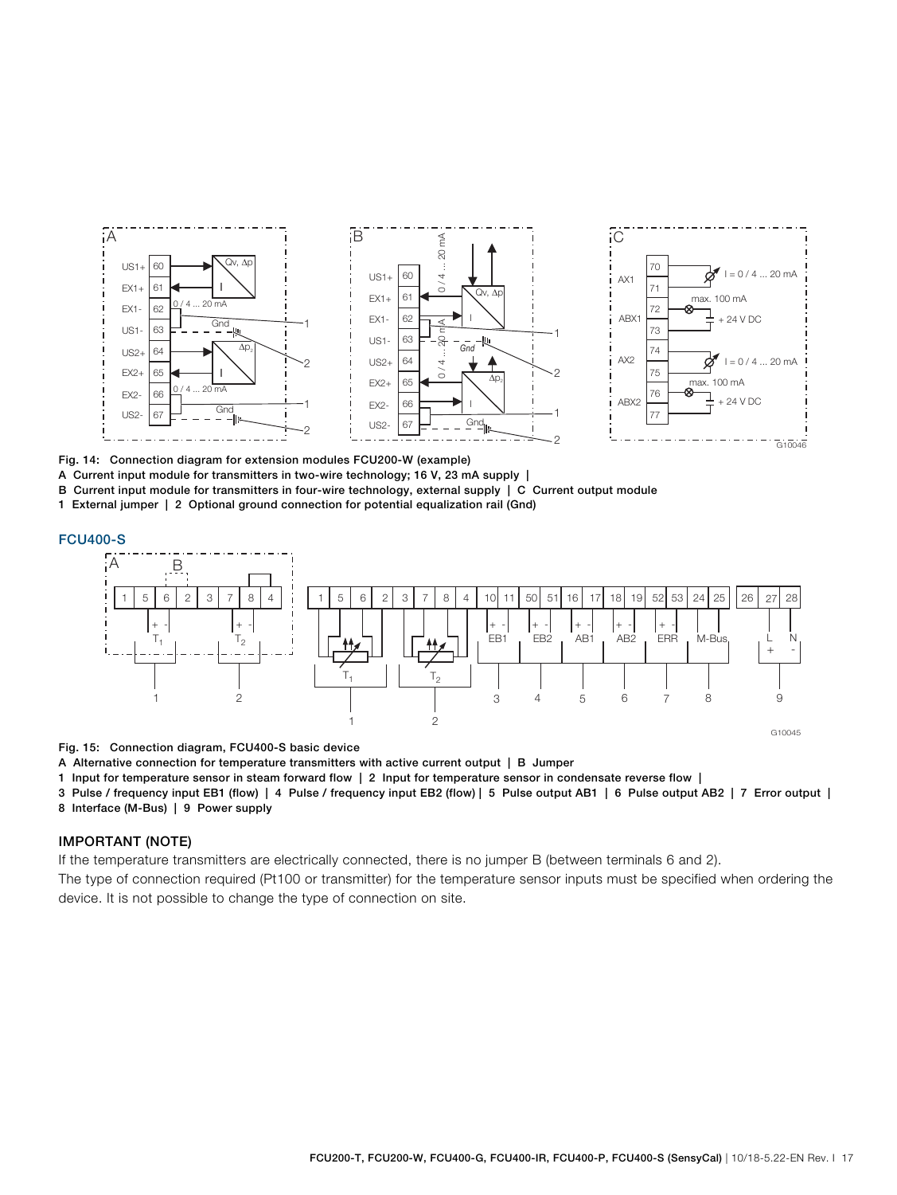Fig. 14: Connection diagram for extension modules FCU200-W (example)

A Current input module for transmitters in two-wire technology; 16 V, 23 mA supply | 
B Current input module for transmitters in four-wire technology, external supply | C Current output module
1 External jumper | 2 Optional ground connection for potential equalization rail (Gnd)

## FCU400-S

Fig. 15: Connection diagram, FCU400-S basic device

A Alternative connection for temperature transmitters with active current output | B Jumper
1 Input for temperature sensor in steam forward flow | 2 Input for temperature sensor in condensate reverse flow | 
3 Pulse / frequency input EB1 (flow) | 4 Pulse / frequency input EB2 (flow) | 5 Pulse output AB1 | 6 Pulse output AB2 | 7 Error output | 
8 Interface (M-Bus) | 9 Power supply

### IMPORTANT (NOTE)

If the temperature transmitters are electrically connected, there is no jumper B (between terminals 6 and 2).
The type of connection required (Pt100 or transmitter) for the temperature sensor inputs must be specified when ordering the device. It is not possible to change the type of connection on site.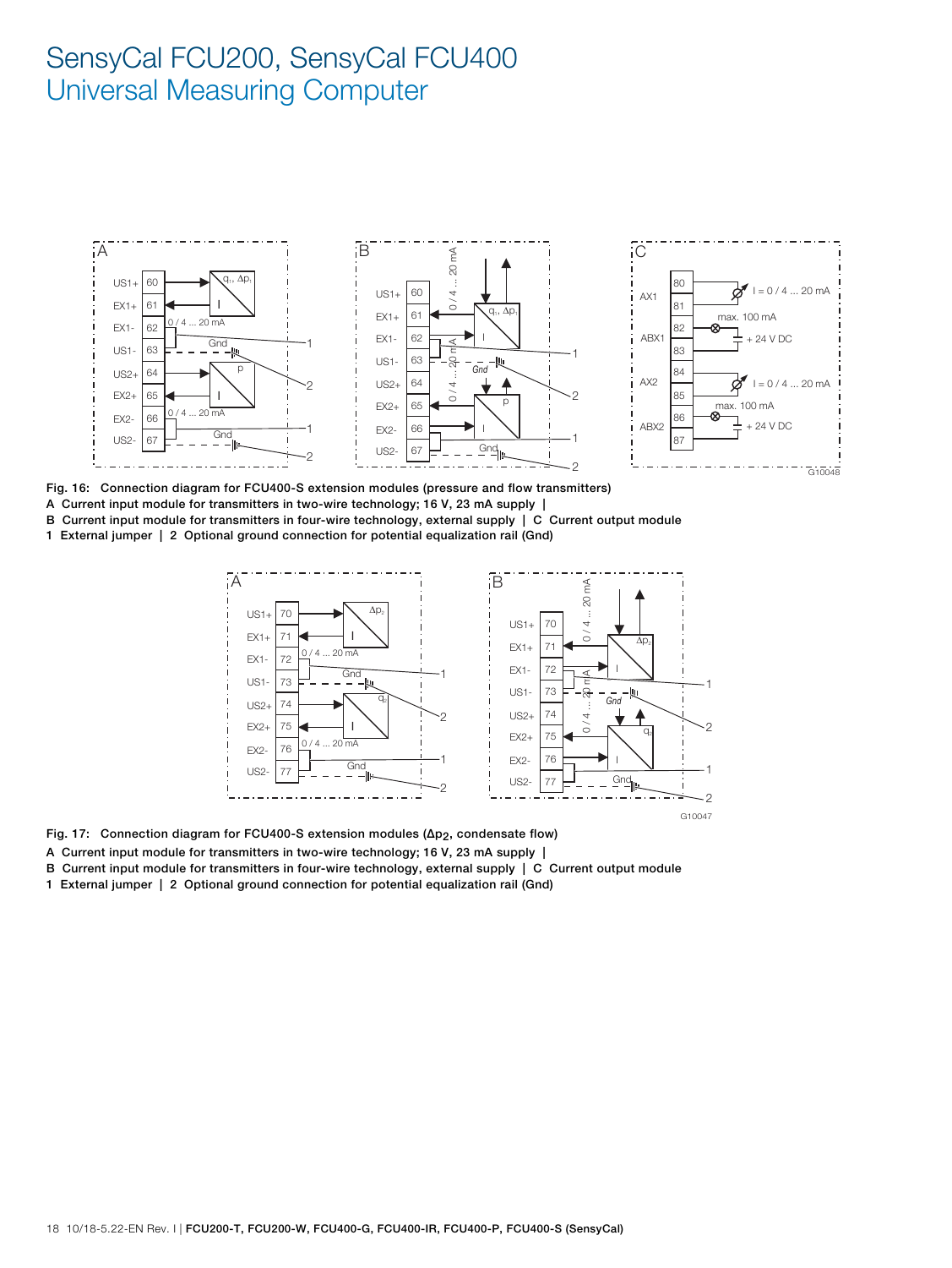Fig. 16: Connection diagram for FCU400-S extension modules (pressure and flow transmitters)

A Current input module for transmitters in two-wire technology; 16 V, 23 mA supply |

B Current input module for transmitters in four-wire technology, external supply | C Current output module

1 External jumper | 2 Optional ground connection for potential equalization rail (Gnd)

Fig. 17: Connection diagram for FCU400-S extension modules ($\Delta p_2$, condensate flow)

A Current input module for transmitters in two-wire technology; 16 V, 23 mA supply |

B Current input module for transmitters in four-wire technology, external supply | C Current output module

1 External jumper | 2 Optional ground connection for potential equalization rail (Gnd)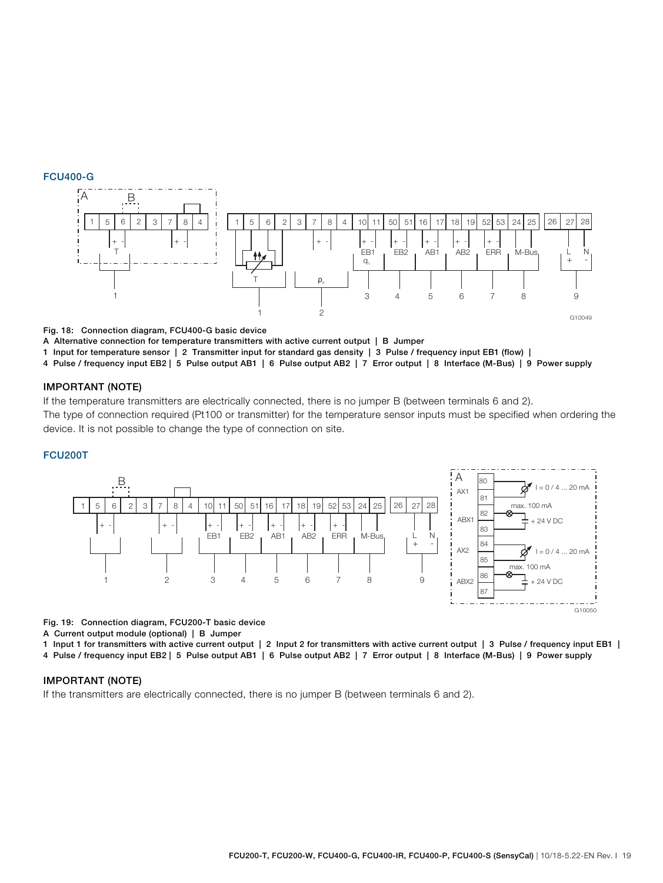### FCU400-G

**Fig. 18: Connection diagram, FCU400-G basic device**

**A Alternative connection for temperature transmitters with active current output | B Jumper**

**1 Input for temperature sensor | 2 Transmitter input for standard gas density | 3 Pulse / frequency input EB1 (flow) |**

**4 Pulse / frequency input EB2 | 5 Pulse output AB1 | 6 Pulse output AB2 | 7 Error output | 8 Interface (M-Bus) | 9 Power supply**

#### IMPORTANT (NOTE)

If the temperature transmitters are electrically connected, there is no jumper B (between terminals 6 and 2).

The type of connection required (Pt100 or transmitter) for the temperature sensor inputs must be specified when ordering the device. It is not possible to change the type of connection on site.

### FCU200T

**Fig. 19: Connection diagram, FCU200-T basic device**

**A Current output module (optional) | B Jumper**

**1 Input 1 for transmitters with active current output | 2 Input 2 for transmitters with active current output | 3 Pulse / frequency input EB1 |**

**4 Pulse / frequency input EB2 | 5 Pulse output AB1 | 6 Pulse output AB2 | 7 Error output | 8 Interface (M-Bus) | 9 Power supply**

#### IMPORTANT (NOTE)

If the transmitters are electrically connected, there is no jumper B (between terminals 6 and 2).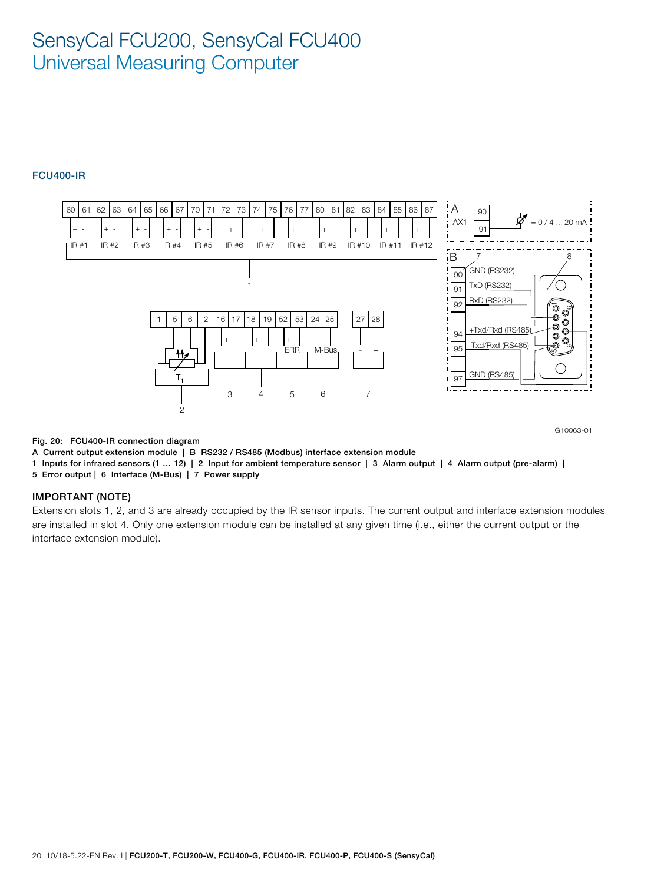# SensyCal FCU200, SensyCal FCU400
## Universal Measuring Computer

### FCU400-IR

Fig. 20: FCU400-IR connection diagram

**A** Current output extension module | **B** RS232 / RS485 (Modbus) interface extension module

**1** Inputs for infrared sensors (1 … 12) | **2** Input for ambient temperature sensor | **3** Alarm output | **4** Alarm output (pre-alarm) | **5** Error output | **6** Interface (M-Bus) | **7** Power supply

#### IMPORTANT (NOTE)

Extension slots 1, 2, and 3 are already occupied by the IR sensor inputs. The current output and interface extension modules are installed in slot 4. Only one extension module can be installed at any given time (i.e., either the current output or the interface extension module).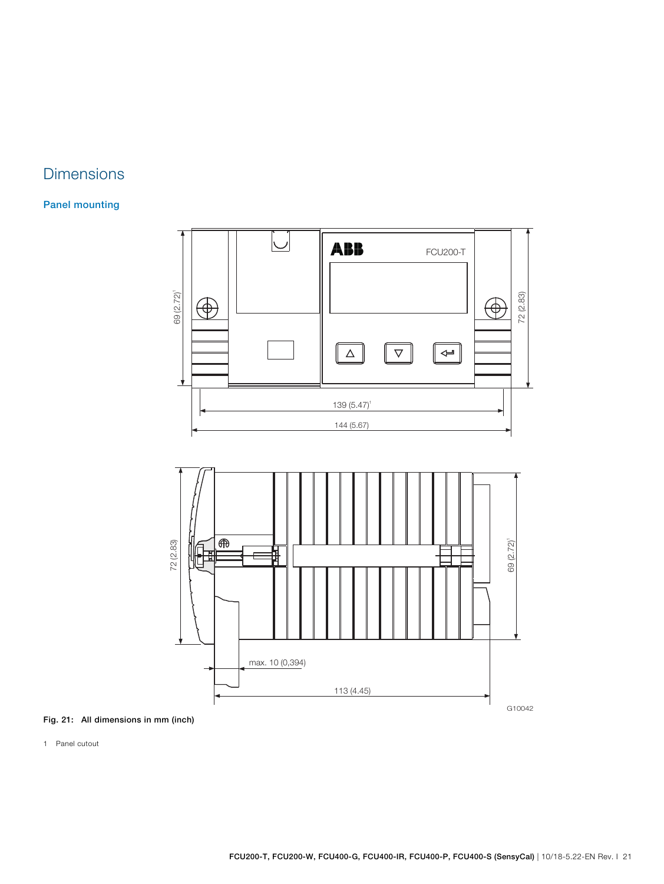# Dimensions

## Panel mounting

**Fig. 21: All dimensions in mm (inch)**

1 Panel cutout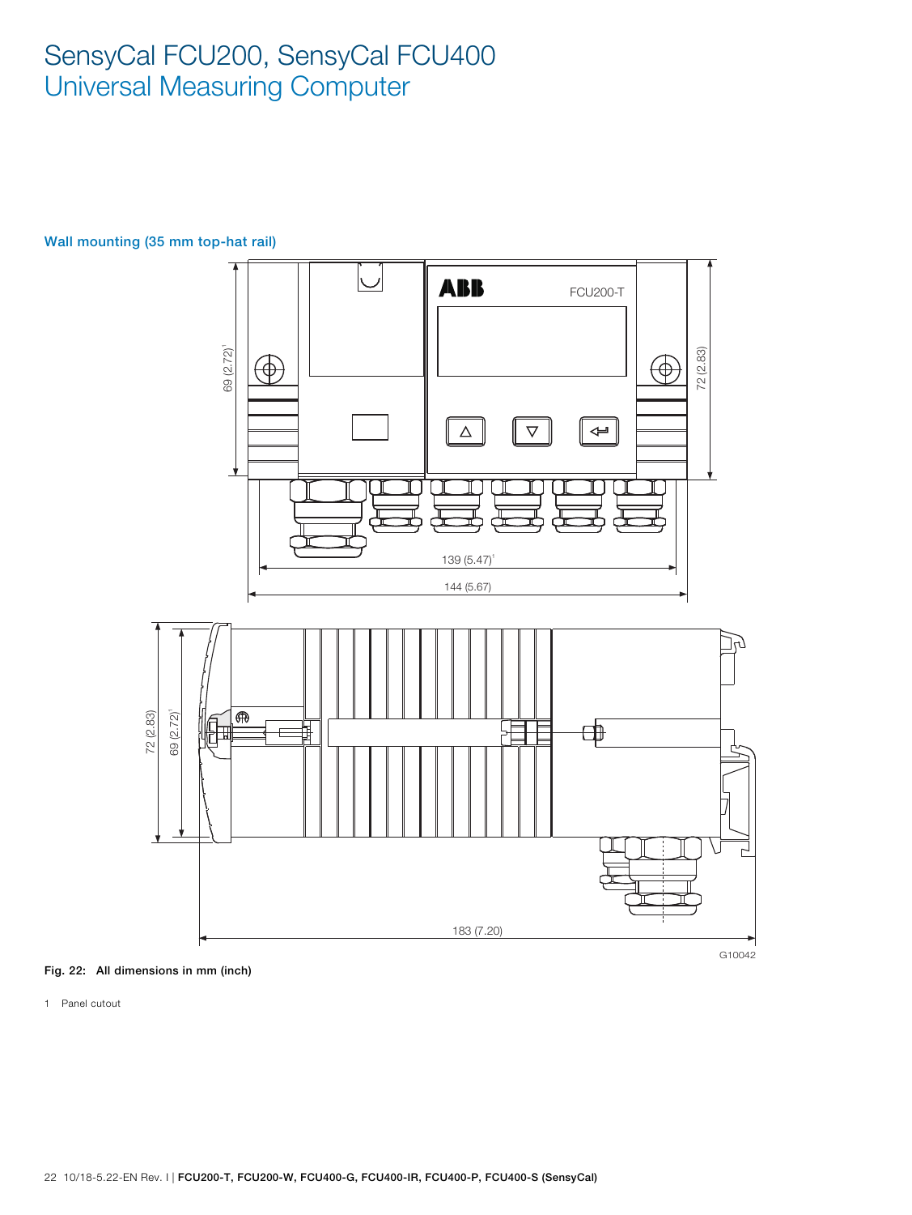# SensyCal FCU200, SensyCal FCU400
## Universal Measuring Computer

### Wall mounting (35 mm top-hat rail)

Fig. 22: All dimensions in mm (inch)

1 Panel cutout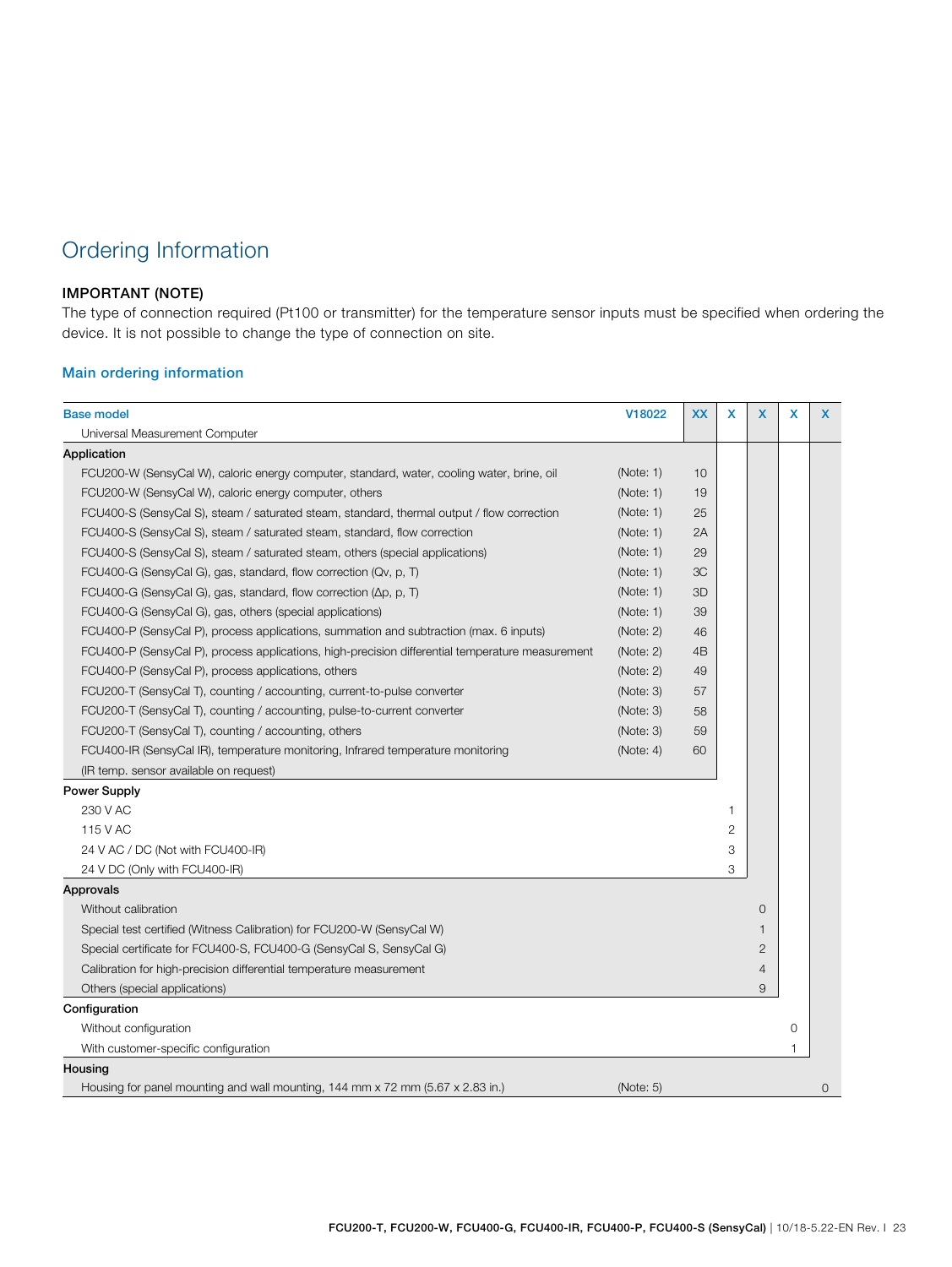## Ordering Information

**IMPORTANT (NOTE)**
The type of connection required (Pt100 or transmitter) for the temperature sensor inputs must be specified when ordering the device. It is not possible to change the type of connection on site.

### Main ordering information

| Base model | | V18022 | XX | X | X | X | X |
|---|---|---|---|---|---|---|---|
| Universal Measurement Computer | | | | | | | |
| **Application** | | | | | | | |
| FCU200-W (SensyCal W), caloric energy computer, standard, water, cooling water, brine, oil | (Note: 1) | | 10 | | | | |
| FCU200-W (SensyCal W), caloric energy computer, others | (Note: 1) | | 19 | | | | |
| FCU400-S (SensyCal S), steam / saturated steam, standard, thermal output / flow correction | (Note: 1) | | 25 | | | | |
| FCU400-S (SensyCal S), steam / saturated steam, standard, flow correction | (Note: 1) | | 2A | | | | |
| FCU400-S (SensyCal S), steam / saturated steam, others (special applications) | (Note: 1) | | 29 | | | | |
| FCU400-G (SensyCal G), gas, standard, flow correction (Qv, p, T) | (Note: 1) | | 3C | | | | |
| FCU400-G (SensyCal G), gas, standard, flow correction (Δp, p, T) | (Note: 1) | | 3D | | | | |
| FCU400-G (SensyCal G), gas, others (special applications) | (Note: 1) | | 39 | | | | |
| FCU400-P (SensyCal P), process applications, summation and subtraction (max. 6 inputs) | (Note: 2) | | 46 | | | | |
| FCU400-P (SensyCal P), process applications, high-precision differential temperature measurement | (Note: 2) | | 4B | | | | |
| FCU400-P (SensyCal P), process applications, others | (Note: 2) | | 49 | | | | |
| FCU200-T (SensyCal T), counting / accounting, current-to-pulse converter | (Note: 3) | | 57 | | | | |
| FCU200-T (SensyCal T), counting / accounting, pulse-to-current converter | (Note: 3) | | 58 | | | | |
| FCU200-T (SensyCal T), counting / accounting, others | (Note: 3) | | 59 | | | | |
| FCU400-IR (SensyCal IR), temperature monitoring, Infrared temperature monitoring | (Note: 4) | | 60 | | | | |
| (IR temp. sensor available on request) | | | | | | | |
| **Power Supply** | | | | | | | |
| 230 V AC | | | | 1 | | | |
| 115 V AC | | | | 2 | | | |
| 24 V AC / DC (Not with FCU400-IR) | | | | 3 | | | |
| 24 V DC (Only with FCU400-IR) | | | | 3 | | | |
| **Approvals** | | | | | | | |
| Without calibration | | | | | 0 | | |
| Special test certified (Witness Calibration) for FCU200-W (SensyCal W) | | | | | 1 | | |
| Special certificate for FCU400-S, FCU400-G (SensyCal S, SensyCal G) | | | | | 2 | | |
| Calibration for high-precision differential temperature measurement | | | | | 4 | | |
| Others (special applications) | | | | | 9 | | |
| **Configuration** | | | | | | | |
| Without configuration | | | | | | 0 | |
| With customer-specific configuration | | | | | | 1 | |
| **Housing** | | | | | | | |
| Housing for panel mounting and wall mounting, 144 mm x 72 mm (5.67 x 2.83 in.) | (Note: 5) | | | | | | 0 |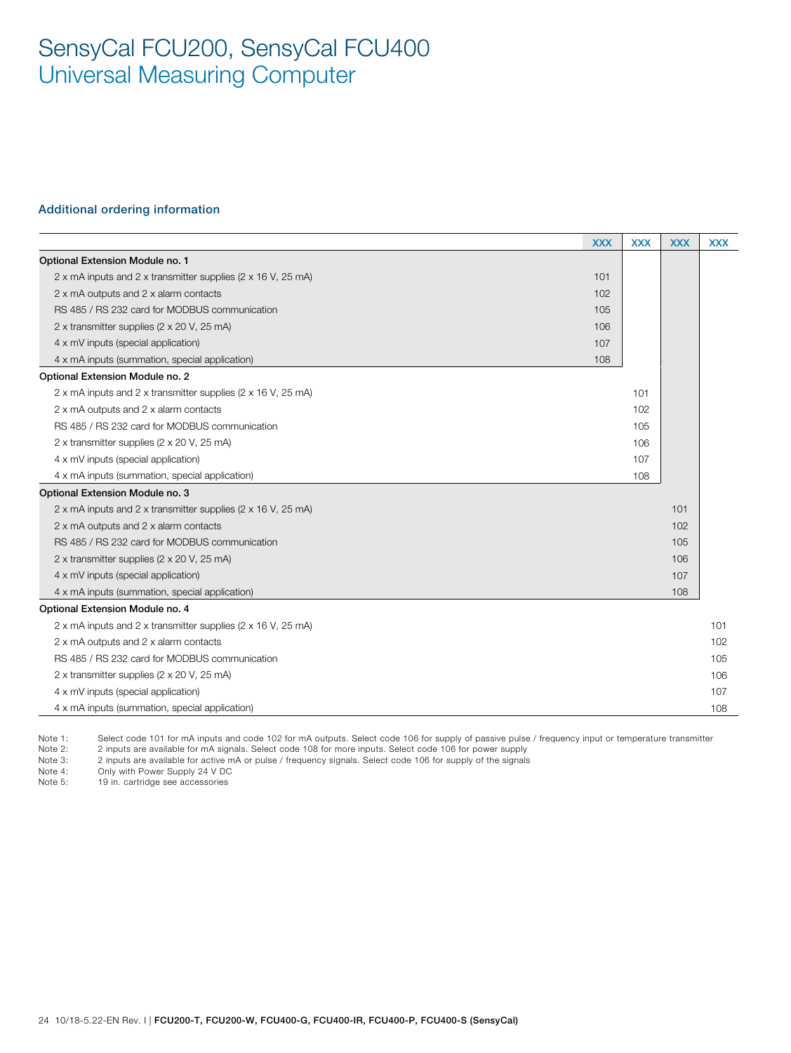# SensyCal FCU200, SensyCal FCU400
## Universal Measuring Computer

### Additional ordering information

| | XXX | XXX | XXX | XXX |
|---|---|---|---|---|
| **Optional Extension Module no. 1** | | | | |
| 2 x mA inputs and 2 x transmitter supplies (2 x 16 V, 25 mA) | 101 | | | |
| 2 x mA outputs and 2 x alarm contacts | 102 | | | |
| RS 485 / RS 232 card for MODBUS communication | 105 | | | |
| 2 x transmitter supplies (2 x 20 V, 25 mA) | 106 | | | |
| 4 x mV inputs (special application) | 107 | | | |
| 4 x mA inputs (summation, special application) | 108 | | | |
| **Optional Extension Module no. 2** | | | | |
| 2 x mA inputs and 2 x transmitter supplies (2 x 16 V, 25 mA) | | 101 | | |
| 2 x mA outputs and 2 x alarm contacts | | 102 | | |
| RS 485 / RS 232 card for MODBUS communication | | 105 | | |
| 2 x transmitter supplies (2 x 20 V, 25 mA) | | 106 | | |
| 4 x mV inputs (special application) | | 107 | | |
| 4 x mA inputs (summation, special application) | | 108 | | |
| **Optional Extension Module no. 3** | | | | |
| 2 x mA inputs and 2 x transmitter supplies (2 x 16 V, 25 mA) | | | 101 | |
| 2 x mA outputs and 2 x alarm contacts | | | 102 | |
| RS 485 / RS 232 card for MODBUS communication | | | 105 | |
| 2 x transmitter supplies (2 x 20 V, 25 mA) | | | 106 | |
| 4 x mV inputs (special application) | | | 107 | |
| 4 x mA inputs (summation, special application) | | | 108 | |
| **Optional Extension Module no. 4** | | | | |
| 2 x mA inputs and 2 x transmitter supplies (2 x 16 V, 25 mA) | | | | 101 |
| 2 x mA outputs and 2 x alarm contacts | | | | 102 |
| RS 485 / RS 232 card for MODBUS communication | | | | 105 |
| 2 x transmitter supplies (2 x 20 V, 25 mA) | | | | 106 |
| 4 x mV inputs (special application) | | | | 107 |
| 4 x mA inputs (summation, special application) | | | | 108 |

Note 1: Select code 101 for mA inputs and code 102 for mA outputs. Select code 106 for supply of passive pulse / frequency input or temperature transmitter
Note 2: 2 inputs are available for mA signals. Select code 108 for more inputs. Select code 106 for power supply
Note 3: 2 inputs are available for active mA or pulse / frequency signals. Select code 106 for supply of the signals
Note 4: Only with Power Supply 24 V DC
Note 5: 19 in. cartridge see accessories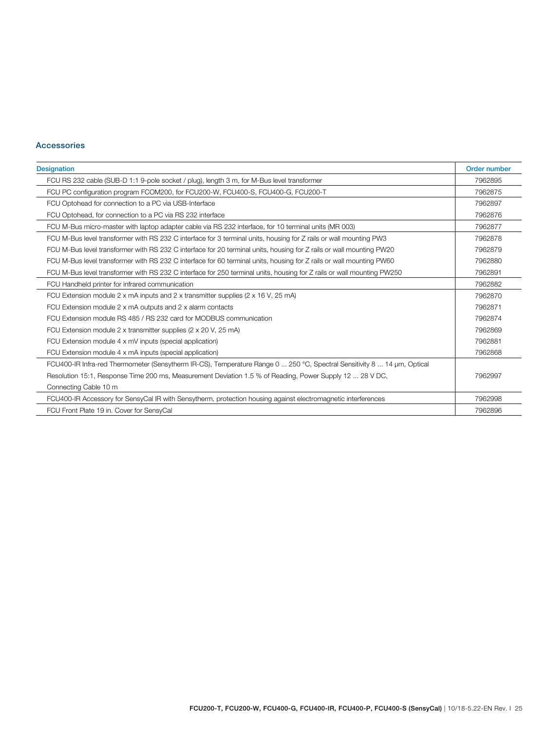## Accessories

| Designation | Order number |
|---|---|
| FCU RS 232 cable (SUB-D 1:1 9-pole socket / plug), length 3 m, for M-Bus level transformer | 7962895 |
| FCU PC configuration program FCOM200, for FCU200-W, FCU400-S, FCU400-G, FCU200-T | 7962875 |
| FCU Optohead for connection to a PC via USB-Interface | 7962897 |
| FCU Optohead, for connection to a PC via RS 232 interface | 7962876 |
| FCU M-Bus micro-master with laptop adapter cable via RS 232 interface, for 10 terminal units (MR 003) | 7962877 |
| FCU M-Bus level transformer with RS 232 C interface for 3 terminal units, housing for Z rails or wall mounting PW3 | 7962878 |
| FCU M-Bus level transformer with RS 232 C interface for 20 terminal units, housing for Z rails or wall mounting PW20 | 7962879 |
| FCU M-Bus level transformer with RS 232 C interface for 60 terminal units, housing for Z rails or wall mounting PW60 | 7962880 |
| FCU M-Bus level transformer with RS 232 C interface for 250 terminal units, housing for Z rails or wall mounting PW250 | 7962891 |
| FCU Handheld printer for infrared communication | 7962882 |
| FCU Extension module 2 x mA inputs and 2 x transmitter supplies (2 x 16 V, 25 mA) | 7962870 |
| FCU Extension module 2 x mA outputs and 2 x alarm contacts | 7962871 |
| FCU Extension module RS 485 / RS 232 card for MODBUS communication | 7962874 |
| FCU Extension module 2 x transmitter supplies (2 x 20 V, 25 mA) | 7962869 |
| FCU Extension module 4 x mV inputs (special application) | 7962881 |
| FCU Extension module 4 x mA inputs (special application) | 7962868 |
| FCU400-IR Infra-red Thermometer (Sensytherm IR-CS), Temperature Range 0 ... 250 °C, Spectral Sensitivity 8 ... 14 µm, Optical Resolution 15:1, Response Time 200 ms, Measurement Deviation 1.5 % of Reading, Power Supply 12 ... 28 V DC, Connecting Cable 10 m | 7962997 |
| FCU400-IR Accessory for SensyCal IR with Sensytherm, protection housing against electromagnetic interferences | 7962998 |
| FCU Front Plate 19 in. Cover for SensyCal | 7962896 |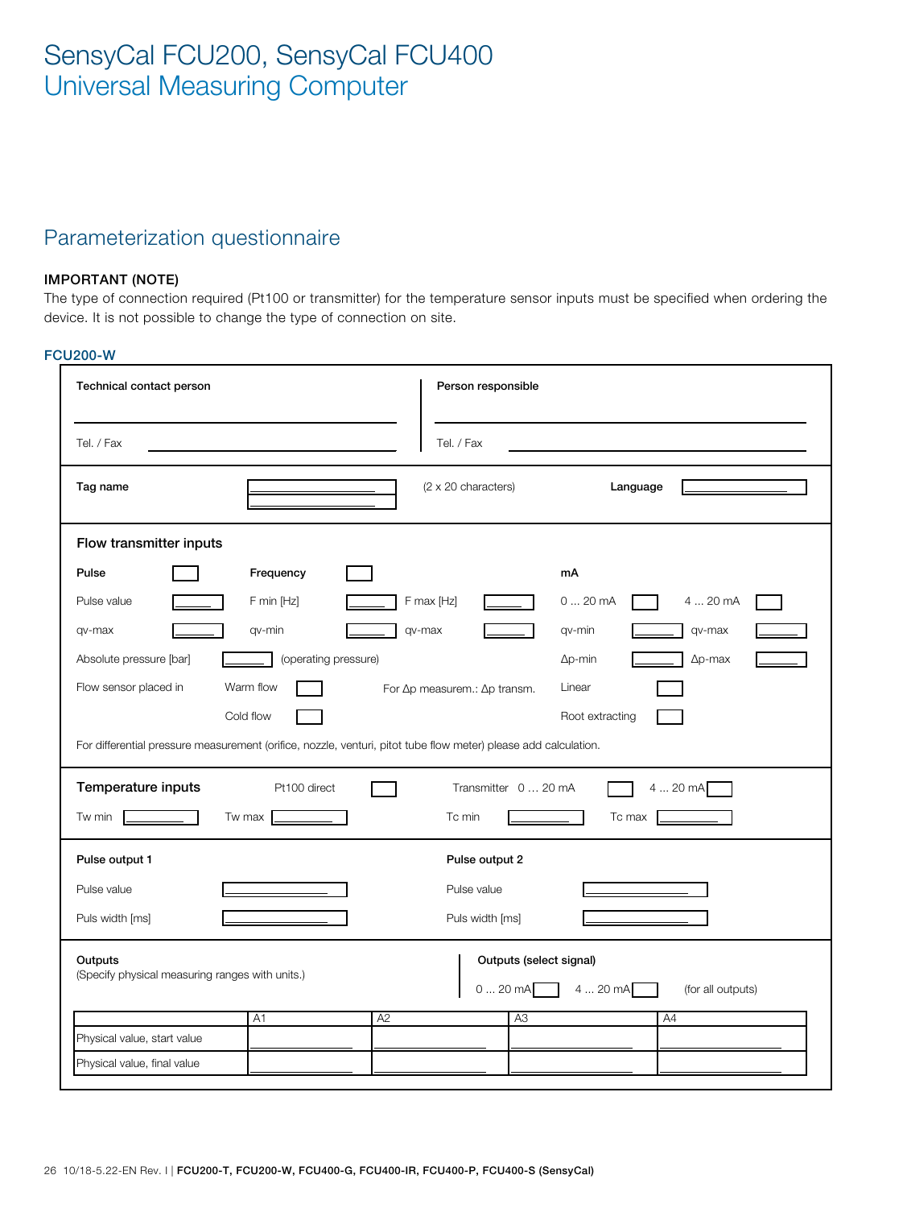# SensyCal FCU200, SensyCal FCU400
## Universal Measuring Computer

## Parameterization questionnaire

**IMPORTANT (NOTE)**
The type of connection required (Pt100 or transmitter) for the temperature sensor inputs must be specified when ordering the device. It is not possible to change the type of connection on site.

### FCU200-W

| **Technical contact person** | **Person responsible** |
|---|---|
| ______________________ | ______________________ |
| Tel. / Fax ______________ | Tel. / Fax ______________ |

**Tag name** ______________ / ______________ (2 x 20 characters) **Language** ______________

**Flow transmitter inputs**

| **Pulse** | ☐ | **Frequency** | ☐ | | | **mA** | | | |
|---|---|---|---|---|---|---|---|---|---|
| Pulse value | ____ | F min [Hz] | ____ | F max [Hz] | ____ | 0 ... 20 mA | ☐ | 4 ... 20 mA | ☐ |
| qv-max | ____ | qv-min | ____ | qv-max | ____ | qv-min | ____ | qv-max | ____ |
| Absolute pressure [bar] | ____ | (operating pressure) | | | | Δp-min | ____ | Δp-max | ____ |
| Flow sensor placed in | | Warm flow | ☐ | For Δp measurem.: Δp transm. | | Linear | ☐ | | |
| | | Cold flow | ☐ | | | Root extracting | ☐ | | |

For differential pressure measurement (orifice, nozzle, venturi, pitot tube flow meter) please add calculation.

**Temperature inputs** Pt100 direct ☐ Transmitter 0 … 20 mA ☐ 4 ... 20 mA ☐

Tw min ____ Tw max ____ Tc min ____ Tc max ____

| **Pulse output 1** | | **Pulse output 2** | |
|---|---|---|---|
| Pulse value | ____ | Pulse value | ____ |
| Puls width [ms] | ____ | Puls width [ms] | ____ |

**Outputs**
(Specify physical measuring ranges with units.)

**Outputs (select signal)**
0 ... 20 mA ☐ 4 ... 20 mA ☐ (for all outputs)

| | A1 | A2 | A3 | A4 |
|---|---|---|---|---|
| Physical value, start value | | | | |
| Physical value, final value | | | | |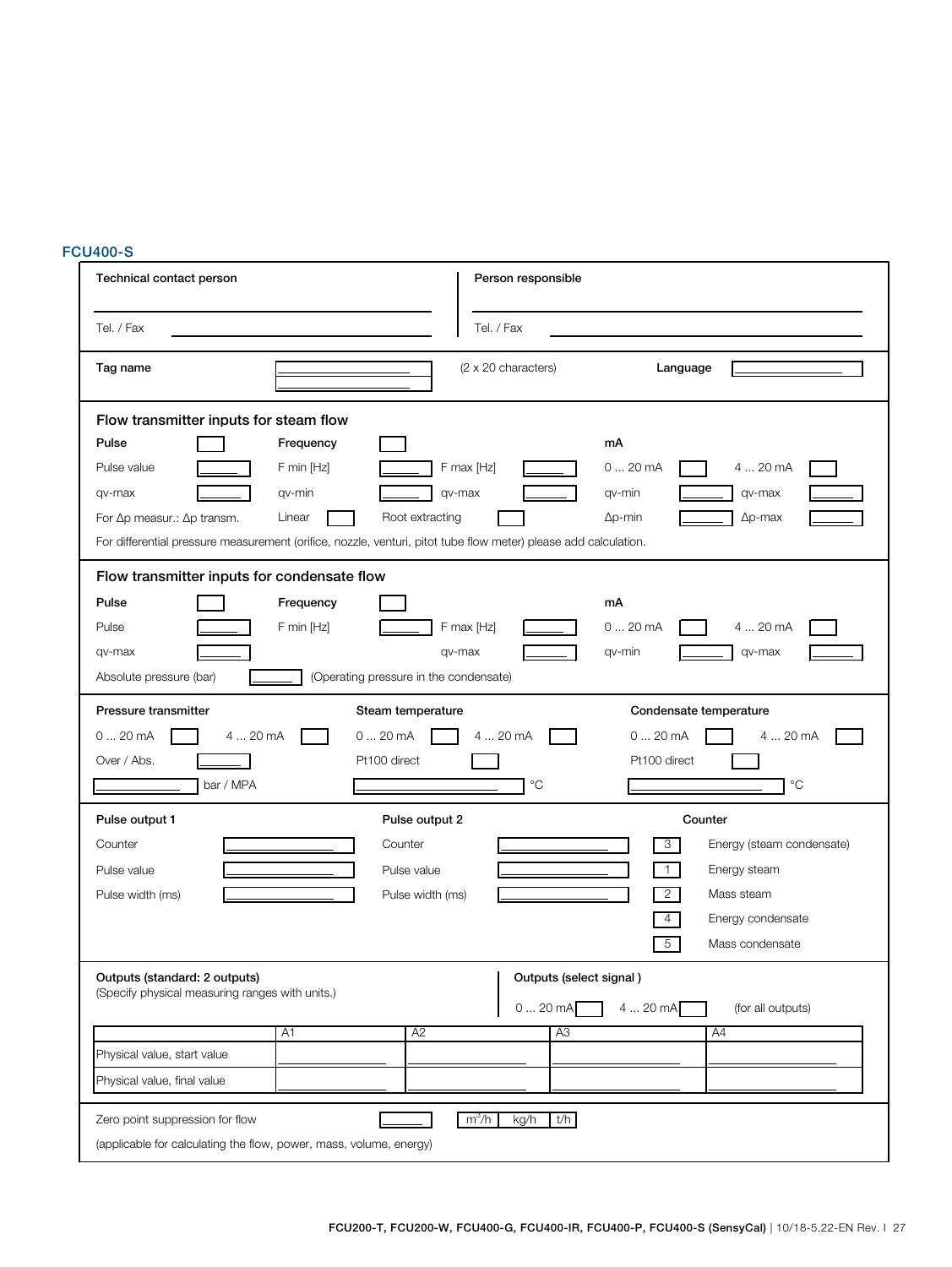## FCU400-S

| Technical contact person | Person responsible |
|---|---|
| | |
| Tel. / Fax | Tel. / Fax |

Tag name ______ (2 x 20 characters) Language ______

### Flow transmitter inputs for steam flow

| Pulse | ☐ | Frequency | ☐ | | | mA | | | |
|---|---|---|---|---|---|---|---|---|---|
| Pulse value | ____ | F min [Hz] | ____ | F max [Hz] | ____ | 0 ... 20 mA | ☐ | 4 ... 20 mA | ☐ |
| qv-max | ____ | qv-min | ____ | qv-max | ____ | qv-min | ____ | qv-max | ____ |
| For Δp measur.: Δp transm. | | Linear | ☐ | Root extracting | ☐ | Δp-min | ____ | Δp-max | ____ |

For differential pressure measurement (orifice, nozzle, venturi, pitot tube flow meter) please add calculation.

### Flow transmitter inputs for condensate flow

| Pulse | ☐ | Frequency | ☐ | | | mA | | | |
|---|---|---|---|---|---|---|---|---|---|
| Pulse | ____ | F min [Hz] | ____ | F max [Hz] | ____ | 0 ... 20 mA | ☐ | 4 ... 20 mA | ☐ |
| qv-max | ____ | | | qv-max | ____ | qv-min | ____ | qv-max | ____ |

Absolute pressure (bar) ____ (Operating pressure in the condensate)

| Pressure transmitter | | | | Steam temperature | | | | Condensate temperature | | | |
|---|---|---|---|---|---|---|---|---|---|---|---|
| 0 ... 20 mA | ☐ | 4 ... 20 mA | ☐ | 0 ... 20 mA | ☐ | 4 ... 20 mA | ☐ | 0 ... 20 mA | ☐ | 4 ... 20 mA | ☐ |
| Over / Abs. | ____ | | | Pt100 direct | ☐ | | | Pt100 direct | ☐ | | |
| ____ bar / MPA | | | | ____ °C | | | | ____ °C | | | |

| Pulse output 1 | | Pulse output 2 | | Counter | |
|---|---|---|---|---|---|
| Counter | ____ | Counter | ____ | 3 | Energy (steam condensate) |
| Pulse value | ____ | Pulse value | ____ | 1 | Energy steam |
| Pulse width (ms) | ____ | Pulse width (ms) | ____ | 2 | Mass steam |
| | | | | 4 | Energy condensate |
| | | | | 5 | Mass condensate |

**Outputs (standard: 2 outputs)**
(Specify physical measuring ranges with units.)

**Outputs (select signal )**
0 ... 20 mA ☐ 4 ... 20 mA ☐ (for all outputs)

| | A1 | A2 | A3 | A4 |
|---|---|---|---|---|
| Physical value, start value | | | | |
| Physical value, final value | | | | |

Zero point suppression for flow ____ $m^3/h$ | kg/h | t/h

(applicable for calculating the flow, power, mass, volume, energy)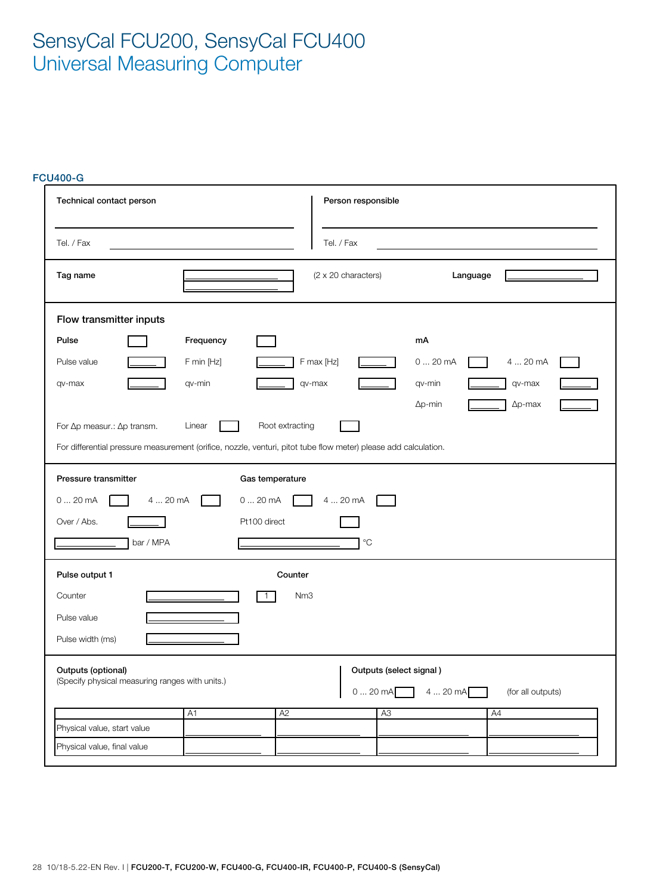# SensyCal FCU200, SensyCal FCU400
# Universal Measuring Computer

### FCU400-G

**Technical contact person**

Tel. / Fax

**Person responsible**

Tel. / Fax

**Tag name** (2 x 20 characters) **Language**

## Flow transmitter inputs

| **Pulse** | ☐ | **Frequency** | ☐ | | | **mA** | | | |
|---|---|---|---|---|---|---|---|---|---|
| Pulse value | | F min [Hz] | | F max [Hz] | | 0 ... 20 mA | ☐ | 4 ... 20 mA | ☐ |
| qv-max | | qv-min | | qv-max | | qv-min | | qv-max | |
| | | | | | | Δp-min | | Δp-max | |

For Δp measur.: Δp transm. Linear ☐ Root extracting ☐

For differential pressure measurement (orifice, nozzle, venturi, pitot tube flow meter) please add calculation.

**Pressure transmitter**

0 ... 20 mA ☐ 4 ... 20 mA ☐

Over / Abs.

bar / MPA

**Gas temperature**

0 ... 20 mA ☐ 4 ... 20 mA ☐

Pt100 direct ☐

°C

**Pulse output 1**

Counter

Pulse value

Pulse width (ms)

**Counter**

1 Nm3

**Outputs (optional)**
(Specify physical measuring ranges with units.)

**Outputs (select signal )**

0 ... 20 mA ☐ 4 ... 20 mA ☐ (for all outputs)

| | A1 | A2 | A3 | A4 |
|---|---|---|---|---|
| Physical value, start value | | | | |
| Physical value, final value | | | | |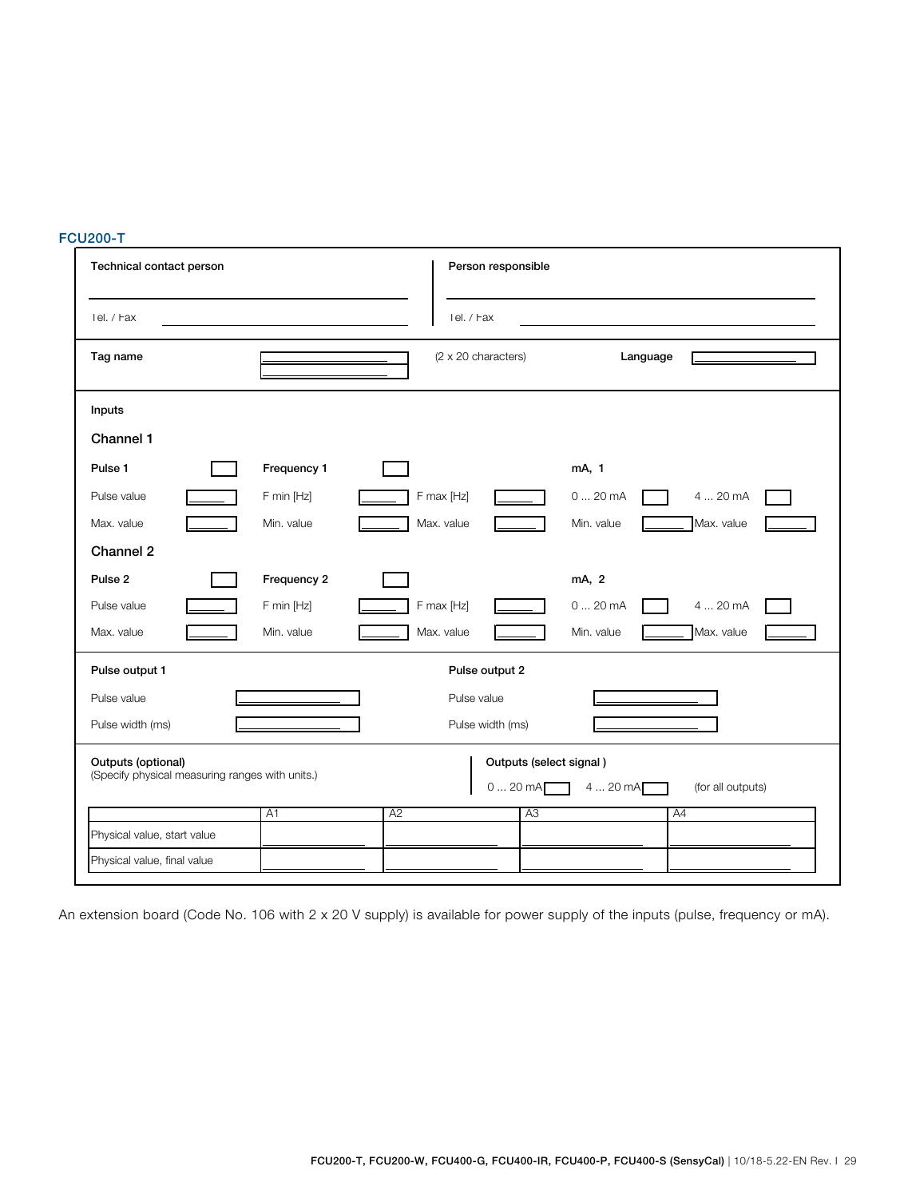## FCU200-T

| Technical contact person | Person responsible |
|---|---|
| Tel. / Fax | Tel. / Fax |

| Tag name | | (2 x 20 characters) | Language | |
|---|---|---|---|---|

**Inputs**

**Channel 1**

| Pulse 1 | ☐ | Frequency 1 | ☐ | | | mA, 1 | | | |
|---|---|---|---|---|---|---|---|---|---|
| Pulse value | | F min [Hz] | | F max [Hz] | | 0 ... 20 mA | ☐ | 4 ... 20 mA | ☐ |
| Max. value | | Min. value | | Max. value | | Min. value | | Max. value | |

**Channel 2**

| Pulse 2 | ☐ | Frequency 2 | ☐ | | | mA, 2 | | | |
|---|---|---|---|---|---|---|---|---|---|
| Pulse value | | F min [Hz] | | F max [Hz] | | 0 ... 20 mA | ☐ | 4 ... 20 mA | ☐ |
| Max. value | | Min. value | | Max. value | | Min. value | | Max. value | |

| Pulse output 1 | | Pulse output 2 | |
|---|---|---|---|
| Pulse value | | Pulse value | |
| Pulse width (ms) | | Pulse width (ms) | |

**Outputs (optional)**
(Specify physical measuring ranges with units.)

**Outputs (select signal )**
0 ... 20 mA ☐ 4 ... 20 mA ☐ (for all outputs)

| | A1 | A2 | A3 | A4 |
|---|---|---|---|---|
| Physical value, start value | | | | |
| Physical value, final value | | | | |

An extension board (Code No. 106 with 2 x 20 V supply) is available for power supply of the inputs (pulse, frequency or mA).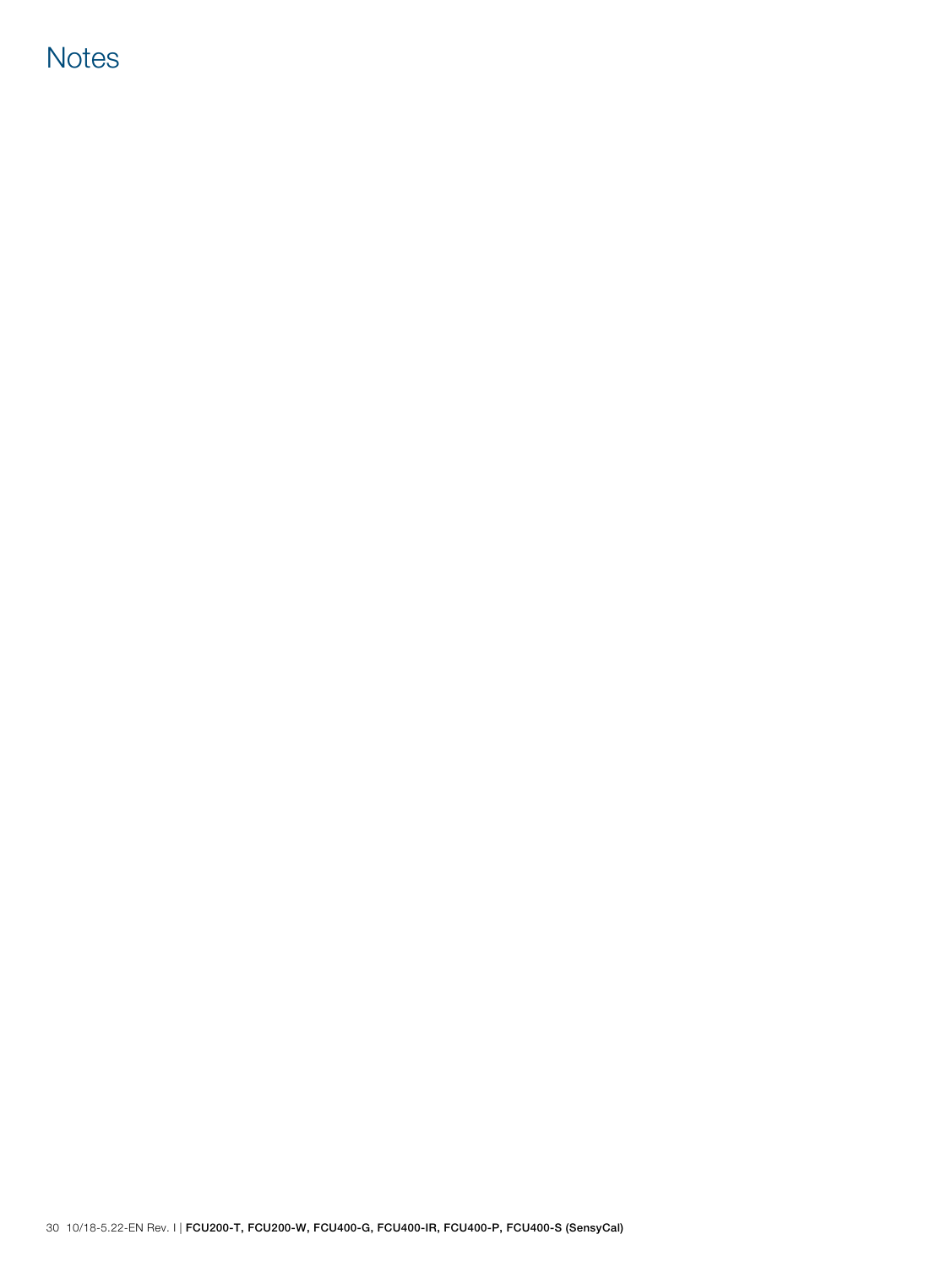# Notes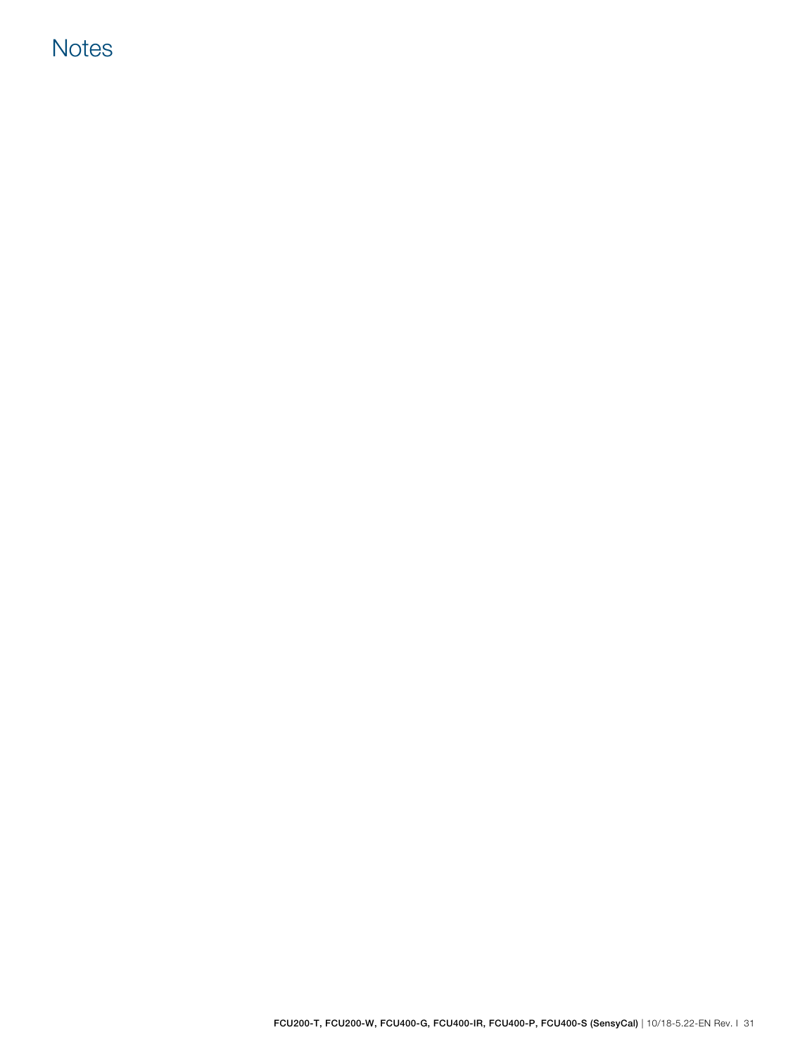# Notes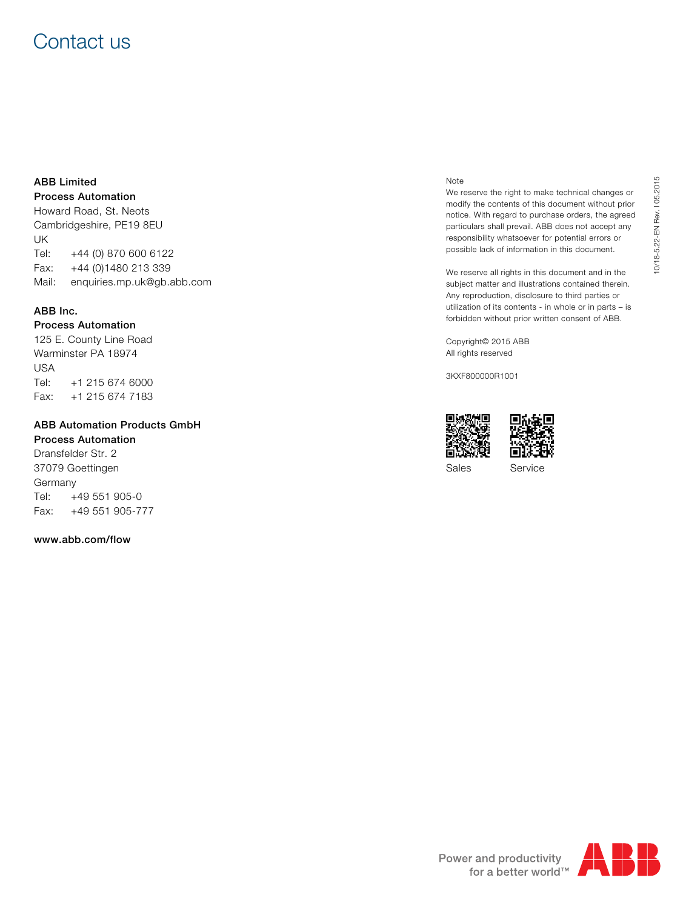# Contact us

**ABB Limited**
**Process Automation**
Howard Road, St. Neots
Cambridgeshire, PE19 8EU
UK
Tel: +44 (0) 870 600 6122
Fax: +44 (0)1480 213 339
Mail: enquiries.mp.uk@gb.abb.com

**ABB Inc.**
**Process Automation**
125 E. County Line Road
Warminster PA 18974
USA
Tel: +1 215 674 6000
Fax: +1 215 674 7183

**ABB Automation Products GmbH**
**Process Automation**
Dransfelder Str. 2
37079 Goettingen
Germany
Tel: +49 551 905-0
Fax: +49 551 905-777

**www.abb.com/flow**

Note
We reserve the right to make technical changes or modify the contents of this document without prior notice. With regard to purchase orders, the agreed particulars shall prevail. ABB does not accept any responsibility whatsoever for potential errors or possible lack of information in this document.

We reserve all rights in this document and in the subject matter and illustrations contained therein. Any reproduction, disclosure to third parties or utilization of its contents - in whole or in parts – is forbidden without prior written consent of ABB.

Copyright© 2015 ABB
All rights reserved

3KXF800000R1001

Sales Service

10/18-5.22-EN Rev. I 05.2015

Power and productivity
for a better world™